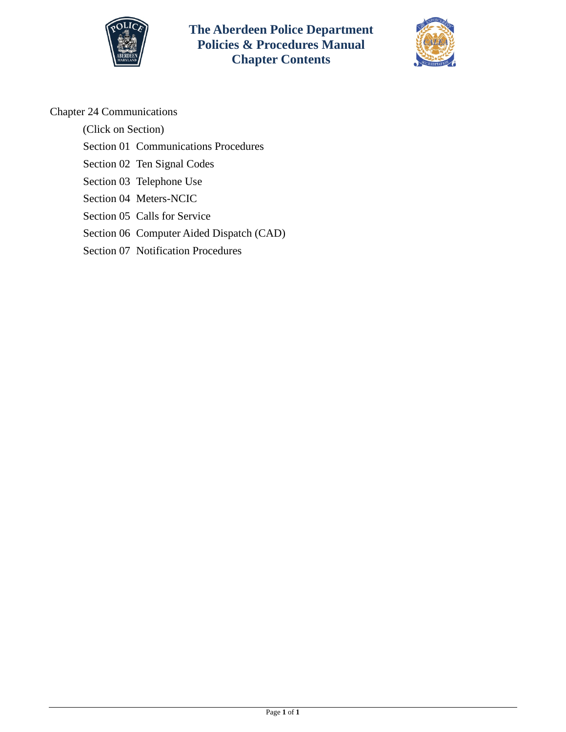# The Aberdeen Police Department
# Policies & Procedures Manual
# Chapter Contents

Chapter 24 Communications

(Click on Section)

Section 01 Communications Procedures

Section 02 Ten Signal Codes

Section 03 Telephone Use

Section 04 Meters-NCIC

Section 05 Calls for Service

Section 06 Computer Aided Dispatch (CAD)

Section 07 Notification Procedures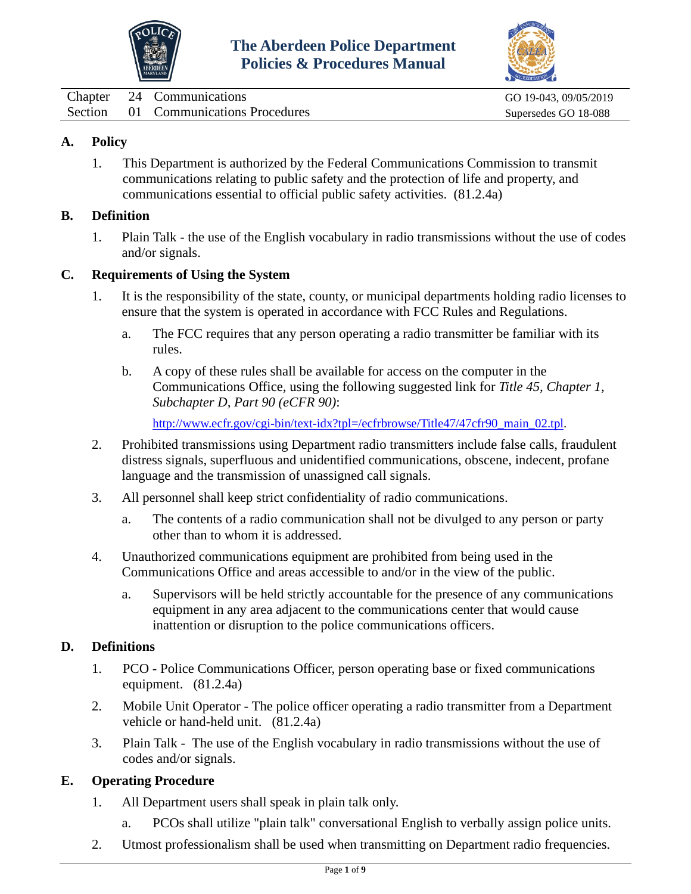# The Aberdeen Police Department Policies & Procedures Manual

| Chapter | 24 | Communications | GO 19-043, 09/05/2019 |
|---|---|---|---|
| Section | 01 | Communications Procedures | Supersedes GO 18-088 |

## A. Policy

1. This Department is authorized by the Federal Communications Commission to transmit communications relating to public safety and the protection of life and property, and communications essential to official public safety activities. (81.2.4a)

## B. Definition

1. Plain Talk - the use of the English vocabulary in radio transmissions without the use of codes and/or signals.

## C. Requirements of Using the System

1. It is the responsibility of the state, county, or municipal departments holding radio licenses to ensure that the system is operated in accordance with FCC Rules and Regulations.
   a. The FCC requires that any person operating a radio transmitter be familiar with its rules.
   b. A copy of these rules shall be available for access on the computer in the Communications Office, using the following suggested link for *Title 45, Chapter 1, Subchapter D, Part 90 (eCFR 90)*:

      http://www.ecfr.gov/cgi-bin/text-idx?tpl=/ecfrbrowse/Title47/47cfr90_main_02.tpl.
2. Prohibited transmissions using Department radio transmitters include false calls, fraudulent distress signals, superfluous and unidentified communications, obscene, indecent, profane language and the transmission of unassigned call signals.
3. All personnel shall keep strict confidentiality of radio communications.
   a. The contents of a radio communication shall not be divulged to any person or party other than to whom it is addressed.
4. Unauthorized communications equipment are prohibited from being used in the Communications Office and areas accessible to and/or in the view of the public.
   a. Supervisors will be held strictly accountable for the presence of any communications equipment in any area adjacent to the communications center that would cause inattention or disruption to the police communications officers.

## D. Definitions

1. PCO - Police Communications Officer, person operating base or fixed communications equipment. (81.2.4a)
2. Mobile Unit Operator - The police officer operating a radio transmitter from a Department vehicle or hand-held unit. (81.2.4a)
3. Plain Talk - The use of the English vocabulary in radio transmissions without the use of codes and/or signals.

## E. Operating Procedure

1. All Department users shall speak in plain talk only.
   a. PCOs shall utilize "plain talk" conversational English to verbally assign police units.
2. Utmost professionalism shall be used when transmitting on Department radio frequencies.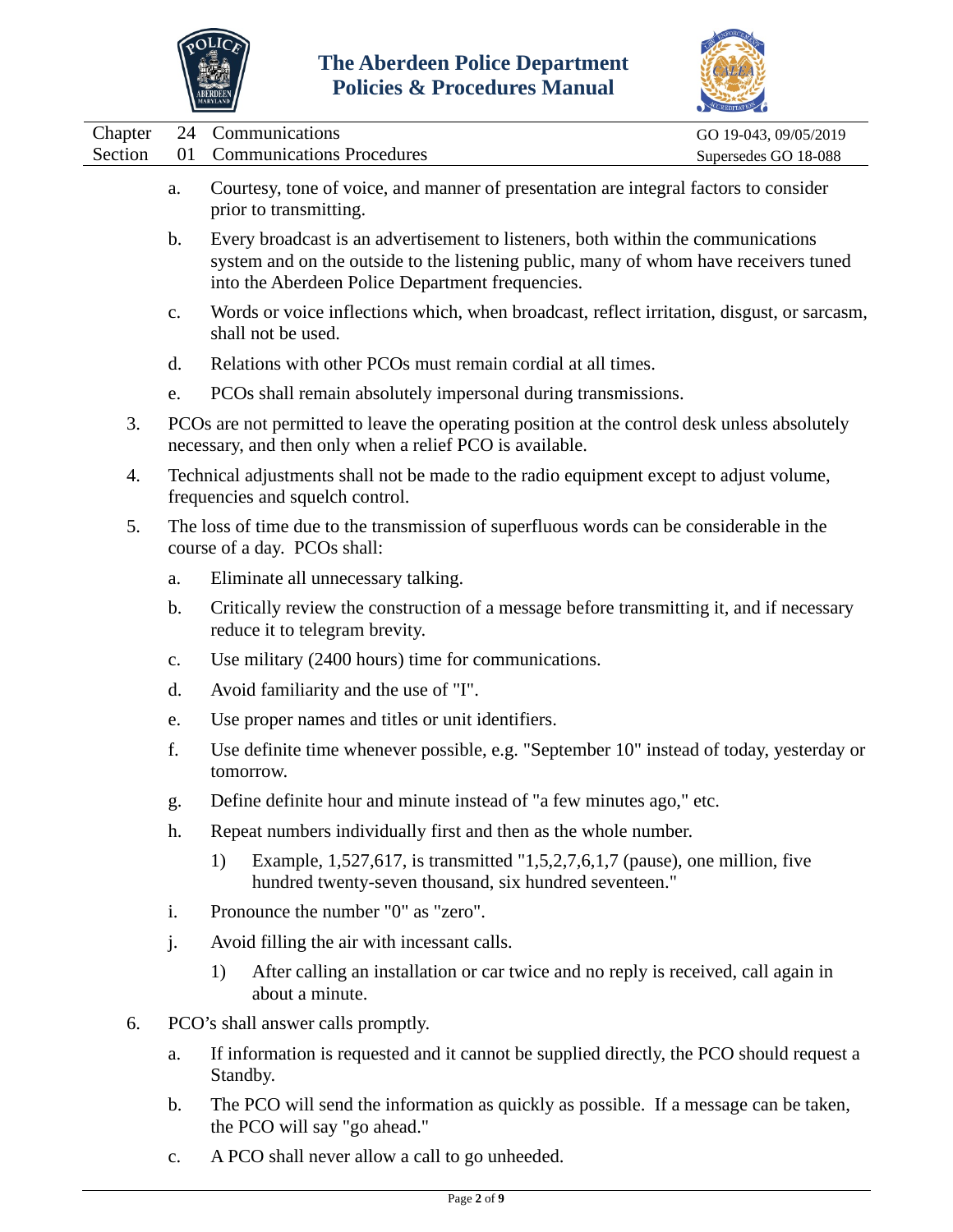a. Courtesy, tone of voice, and manner of presentation are integral factors to consider prior to transmitting.

b. Every broadcast is an advertisement to listeners, both within the communications system and on the outside to the listening public, many of whom have receivers tuned into the Aberdeen Police Department frequencies.

c. Words or voice inflections which, when broadcast, reflect irritation, disgust, or sarcasm, shall not be used.

d. Relations with other PCOs must remain cordial at all times.

e. PCOs shall remain absolutely impersonal during transmissions.

3. PCOs are not permitted to leave the operating position at the control desk unless absolutely necessary, and then only when a relief PCO is available.

4. Technical adjustments shall not be made to the radio equipment except to adjust volume, frequencies and squelch control.

5. The loss of time due to the transmission of superfluous words can be considerable in the course of a day. PCOs shall:

a. Eliminate all unnecessary talking.

b. Critically review the construction of a message before transmitting it, and if necessary reduce it to telegram brevity.

c. Use military (2400 hours) time for communications.

d. Avoid familiarity and the use of "I".

e. Use proper names and titles or unit identifiers.

f. Use definite time whenever possible, e.g. "September 10" instead of today, yesterday or tomorrow.

g. Define definite hour and minute instead of "a few minutes ago," etc.

h. Repeat numbers individually first and then as the whole number.

1) Example, 1,527,617, is transmitted "1,5,2,7,6,1,7 (pause), one million, five hundred twenty-seven thousand, six hundred seventeen."

i. Pronounce the number "0" as "zero".

j. Avoid filling the air with incessant calls.

1) After calling an installation or car twice and no reply is received, call again in about a minute.

6. PCO's shall answer calls promptly.

a. If information is requested and it cannot be supplied directly, the PCO should request a Standby.

b. The PCO will send the information as quickly as possible. If a message can be taken, the PCO will say "go ahead."

c. A PCO shall never allow a call to go unheeded.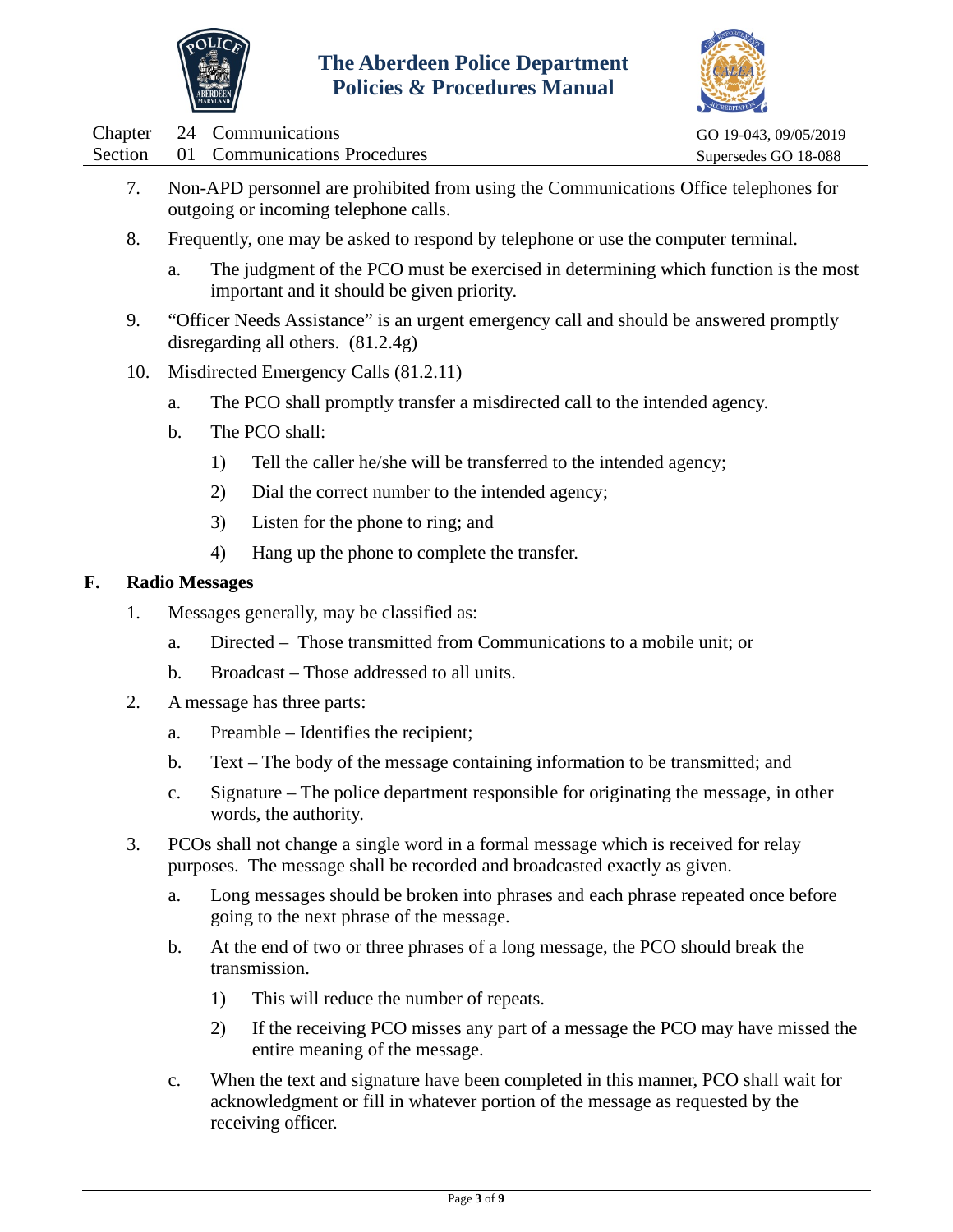7. Non-APD personnel are prohibited from using the Communications Office telephones for outgoing or incoming telephone calls.

8. Frequently, one may be asked to respond by telephone or use the computer terminal.

   a. The judgment of the PCO must be exercised in determining which function is the most important and it should be given priority.

9. "Officer Needs Assistance" is an urgent emergency call and should be answered promptly disregarding all others. (81.2.4g)

10. Misdirected Emergency Calls (81.2.11)

    a. The PCO shall promptly transfer a misdirected call to the intended agency.

    b. The PCO shall:

       1) Tell the caller he/she will be transferred to the intended agency;

       2) Dial the correct number to the intended agency;

       3) Listen for the phone to ring; and

       4) Hang up the phone to complete the transfer.

## F. Radio Messages

1. Messages generally, may be classified as:

   a. Directed – Those transmitted from Communications to a mobile unit; or

   b. Broadcast – Those addressed to all units.

2. A message has three parts:

   a. Preamble – Identifies the recipient;

   b. Text – The body of the message containing information to be transmitted; and

   c. Signature – The police department responsible for originating the message, in other words, the authority.

3. PCOs shall not change a single word in a formal message which is received for relay purposes. The message shall be recorded and broadcasted exactly as given.

   a. Long messages should be broken into phrases and each phrase repeated once before going to the next phrase of the message.

   b. At the end of two or three phrases of a long message, the PCO should break the transmission.

      1) This will reduce the number of repeats.

      2) If the receiving PCO misses any part of a message the PCO may have missed the entire meaning of the message.

   c. When the text and signature have been completed in this manner, PCO shall wait for acknowledgment or fill in whatever portion of the message as requested by the receiving officer.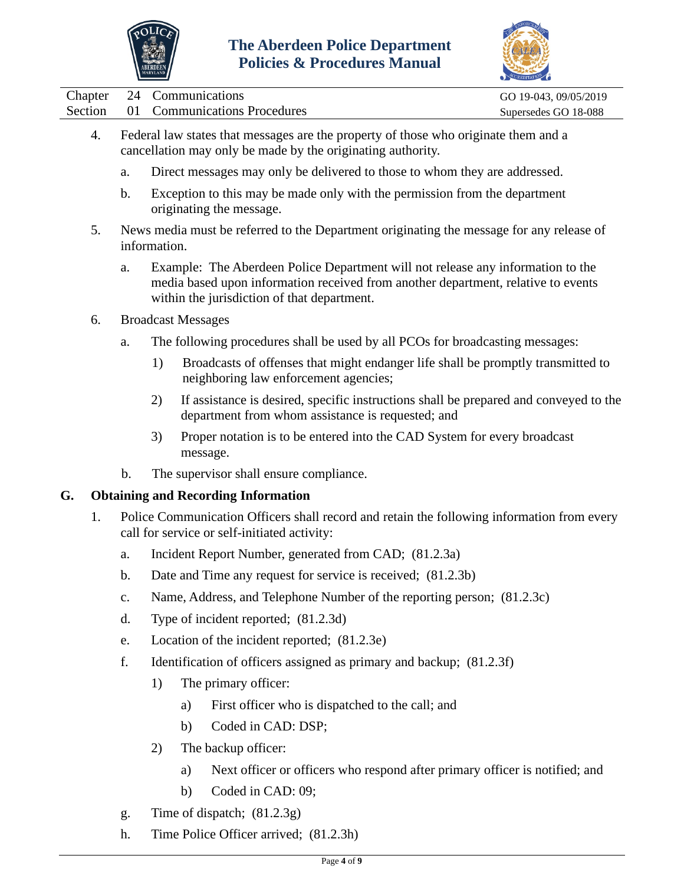4. Federal law states that messages are the property of those who originate them and a cancellation may only be made by the originating authority.

   a. Direct messages may only be delivered to those to whom they are addressed.

   b. Exception to this may be made only with the permission from the department originating the message.

5. News media must be referred to the Department originating the message for any release of information.

   a. Example: The Aberdeen Police Department will not release any information to the media based upon information received from another department, relative to events within the jurisdiction of that department.

6. Broadcast Messages

   a. The following procedures shall be used by all PCOs for broadcasting messages:

      1) Broadcasts of offenses that might endanger life shall be promptly transmitted to neighboring law enforcement agencies;

      2) If assistance is desired, specific instructions shall be prepared and conveyed to the department from whom assistance is requested; and

      3) Proper notation is to be entered into the CAD System for every broadcast message.

   b. The supervisor shall ensure compliance.

## G. Obtaining and Recording Information

1. Police Communication Officers shall record and retain the following information from every call for service or self-initiated activity:

   a. Incident Report Number, generated from CAD; (81.2.3a)

   b. Date and Time any request for service is received; (81.2.3b)

   c. Name, Address, and Telephone Number of the reporting person; (81.2.3c)

   d. Type of incident reported; (81.2.3d)

   e. Location of the incident reported; (81.2.3e)

   f. Identification of officers assigned as primary and backup; (81.2.3f)

      1) The primary officer:

         a) First officer who is dispatched to the call; and

         b) Coded in CAD: DSP;

      2) The backup officer:

         a) Next officer or officers who respond after primary officer is notified; and

         b) Coded in CAD: 09;

   g. Time of dispatch; (81.2.3g)

   h. Time Police Officer arrived; (81.2.3h)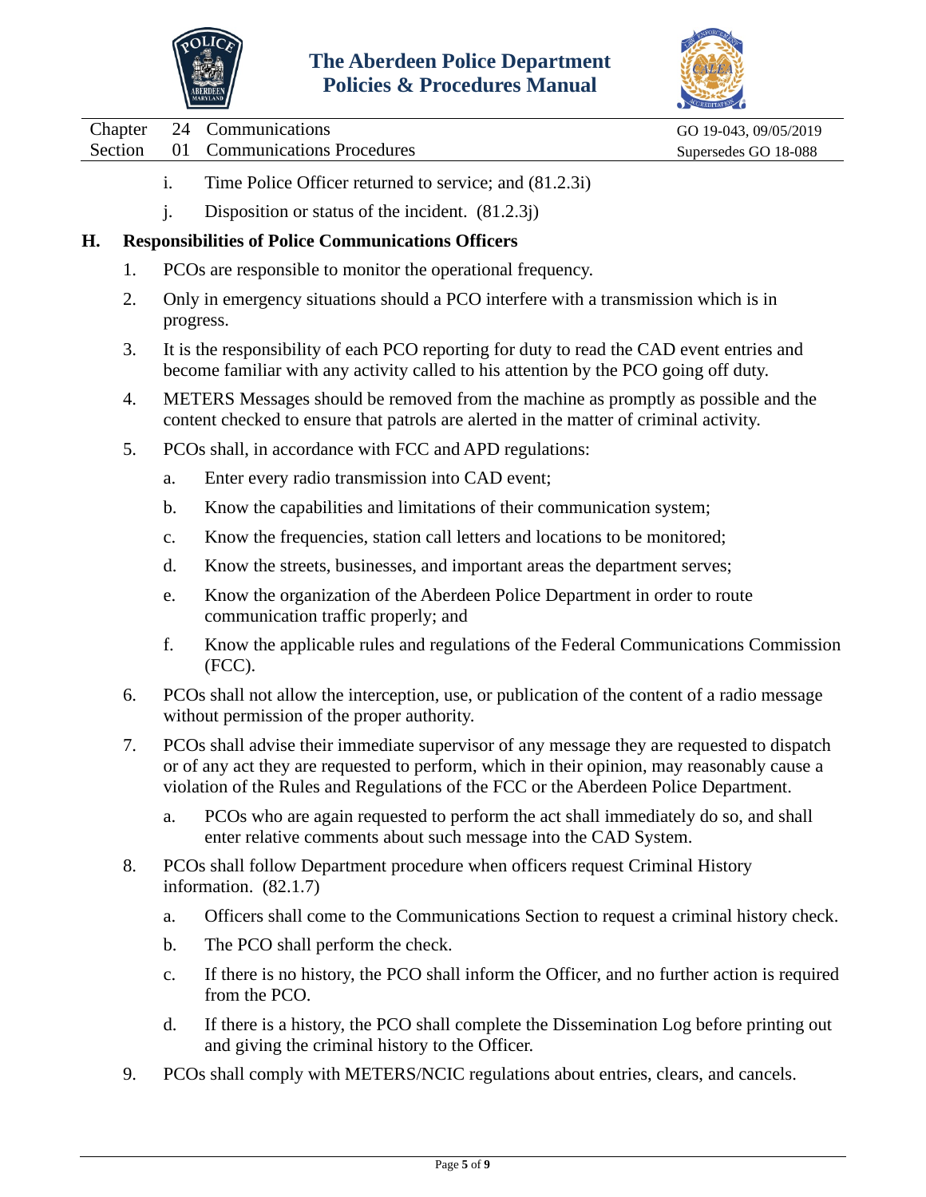i. Time Police Officer returned to service; and (81.2.3i)

j. Disposition or status of the incident. (81.2.3j)

**H. Responsibilities of Police Communications Officers**

1. PCOs are responsible to monitor the operational frequency.

2. Only in emergency situations should a PCO interfere with a transmission which is in progress.

3. It is the responsibility of each PCO reporting for duty to read the CAD event entries and become familiar with any activity called to his attention by the PCO going off duty.

4. METERS Messages should be removed from the machine as promptly as possible and the content checked to ensure that patrols are alerted in the matter of criminal activity.

5. PCOs shall, in accordance with FCC and APD regulations:

   a. Enter every radio transmission into CAD event;

   b. Know the capabilities and limitations of their communication system;

   c. Know the frequencies, station call letters and locations to be monitored;

   d. Know the streets, businesses, and important areas the department serves;

   e. Know the organization of the Aberdeen Police Department in order to route communication traffic properly; and

   f. Know the applicable rules and regulations of the Federal Communications Commission (FCC).

6. PCOs shall not allow the interception, use, or publication of the content of a radio message without permission of the proper authority.

7. PCOs shall advise their immediate supervisor of any message they are requested to dispatch or of any act they are requested to perform, which in their opinion, may reasonably cause a violation of the Rules and Regulations of the FCC or the Aberdeen Police Department.

   a. PCOs who are again requested to perform the act shall immediately do so, and shall enter relative comments about such message into the CAD System.

8. PCOs shall follow Department procedure when officers request Criminal History information. (82.1.7)

   a. Officers shall come to the Communications Section to request a criminal history check.

   b. The PCO shall perform the check.

   c. If there is no history, the PCO shall inform the Officer, and no further action is required from the PCO.

   d. If there is a history, the PCO shall complete the Dissemination Log before printing out and giving the criminal history to the Officer.

9. PCOs shall comply with METERS/NCIC regulations about entries, clears, and cancels.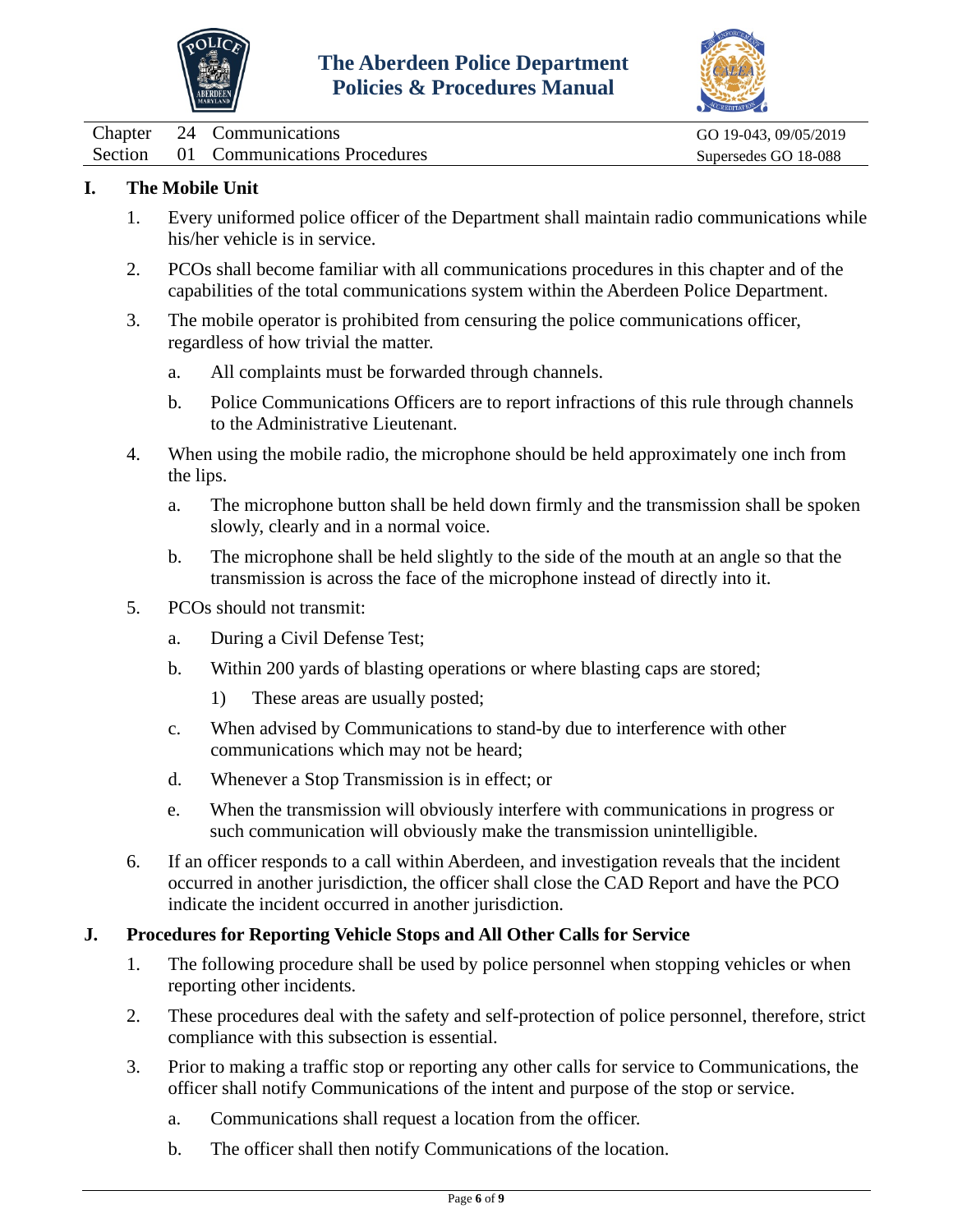## I. The Mobile Unit

1. Every uniformed police officer of the Department shall maintain radio communications while his/her vehicle is in service.
2. PCOs shall become familiar with all communications procedures in this chapter and of the capabilities of the total communications system within the Aberdeen Police Department.
3. The mobile operator is prohibited from censuring the police communications officer, regardless of how trivial the matter.
   a. All complaints must be forwarded through channels.
   b. Police Communications Officers are to report infractions of this rule through channels to the Administrative Lieutenant.
4. When using the mobile radio, the microphone should be held approximately one inch from the lips.
   a. The microphone button shall be held down firmly and the transmission shall be spoken slowly, clearly and in a normal voice.
   b. The microphone shall be held slightly to the side of the mouth at an angle so that the transmission is across the face of the microphone instead of directly into it.
5. PCOs should not transmit:
   a. During a Civil Defense Test;
   b. Within 200 yards of blasting operations or where blasting caps are stored;
      1) These areas are usually posted;
   c. When advised by Communications to stand-by due to interference with other communications which may not be heard;
   d. Whenever a Stop Transmission is in effect; or
   e. When the transmission will obviously interfere with communications in progress or such communication will obviously make the transmission unintelligible.
6. If an officer responds to a call within Aberdeen, and investigation reveals that the incident occurred in another jurisdiction, the officer shall close the CAD Report and have the PCO indicate the incident occurred in another jurisdiction.

## J. Procedures for Reporting Vehicle Stops and All Other Calls for Service

1. The following procedure shall be used by police personnel when stopping vehicles or when reporting other incidents.
2. These procedures deal with the safety and self-protection of police personnel, therefore, strict compliance with this subsection is essential.
3. Prior to making a traffic stop or reporting any other calls for service to Communications, the officer shall notify Communications of the intent and purpose of the stop or service.
   a. Communications shall request a location from the officer.
   b. The officer shall then notify Communications of the location.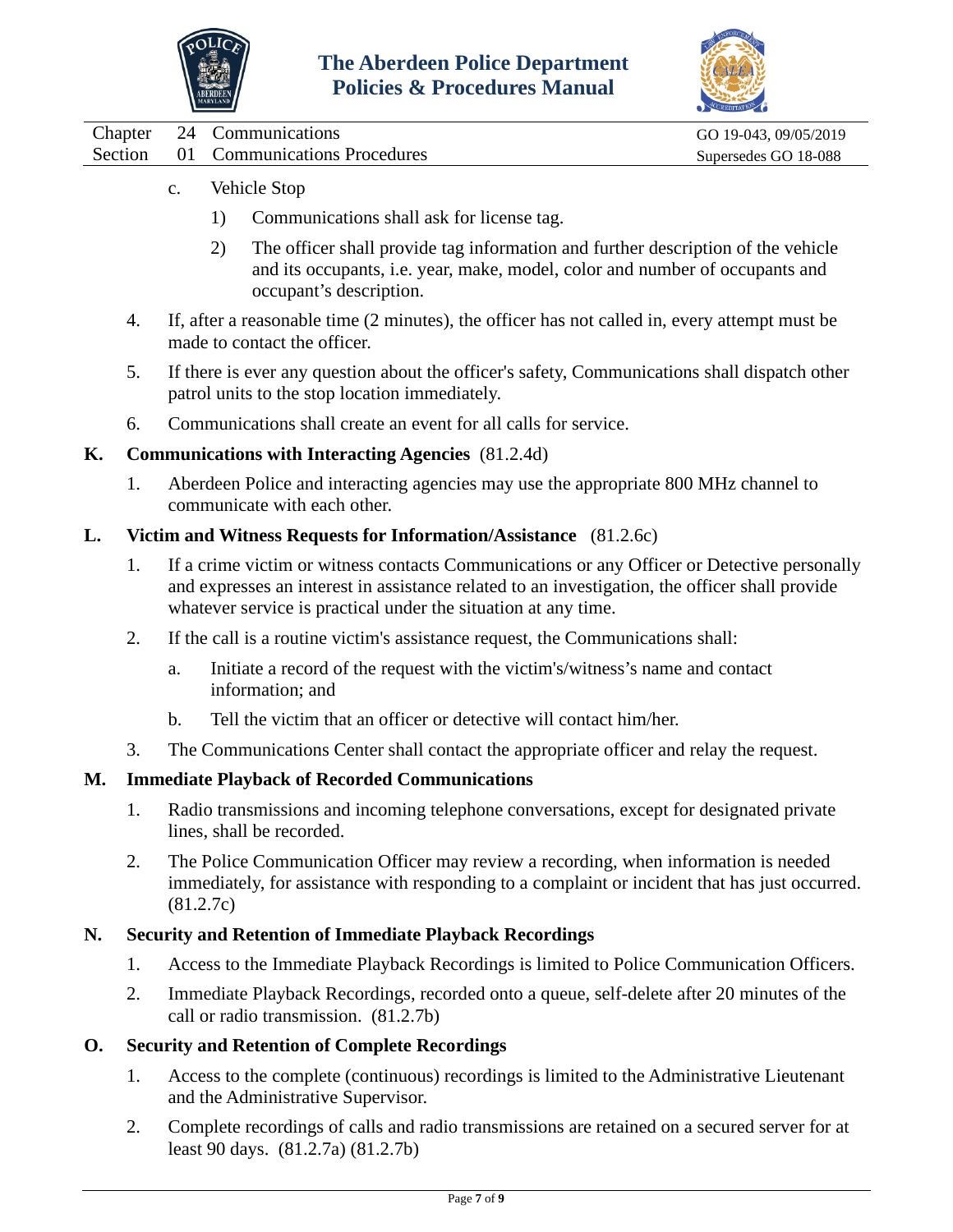c. Vehicle Stop

   1) Communications shall ask for license tag.

   2) The officer shall provide tag information and further description of the vehicle and its occupants, i.e. year, make, model, color and number of occupants and occupant's description.

4. If, after a reasonable time (2 minutes), the officer has not called in, every attempt must be made to contact the officer.

5. If there is ever any question about the officer's safety, Communications shall dispatch other patrol units to the stop location immediately.

6. Communications shall create an event for all calls for service.

**K. Communications with Interacting Agencies** (81.2.4d)

1. Aberdeen Police and interacting agencies may use the appropriate 800 MHz channel to communicate with each other.

**L. Victim and Witness Requests for Information/Assistance** (81.2.6c)

1. If a crime victim or witness contacts Communications or any Officer or Detective personally and expresses an interest in assistance related to an investigation, the officer shall provide whatever service is practical under the situation at any time.

2. If the call is a routine victim's assistance request, the Communications shall:

   a. Initiate a record of the request with the victim's/witness's name and contact information; and

   b. Tell the victim that an officer or detective will contact him/her.

3. The Communications Center shall contact the appropriate officer and relay the request.

**M. Immediate Playback of Recorded Communications**

1. Radio transmissions and incoming telephone conversations, except for designated private lines, shall be recorded.

2. The Police Communication Officer may review a recording, when information is needed immediately, for assistance with responding to a complaint or incident that has just occurred. (81.2.7c)

**N. Security and Retention of Immediate Playback Recordings**

1. Access to the Immediate Playback Recordings is limited to Police Communication Officers.

2. Immediate Playback Recordings, recorded onto a queue, self-delete after 20 minutes of the call or radio transmission. (81.2.7b)

**O. Security and Retention of Complete Recordings**

1. Access to the complete (continuous) recordings is limited to the Administrative Lieutenant and the Administrative Supervisor.

2. Complete recordings of calls and radio transmissions are retained on a secured server for at least 90 days. (81.2.7a) (81.2.7b)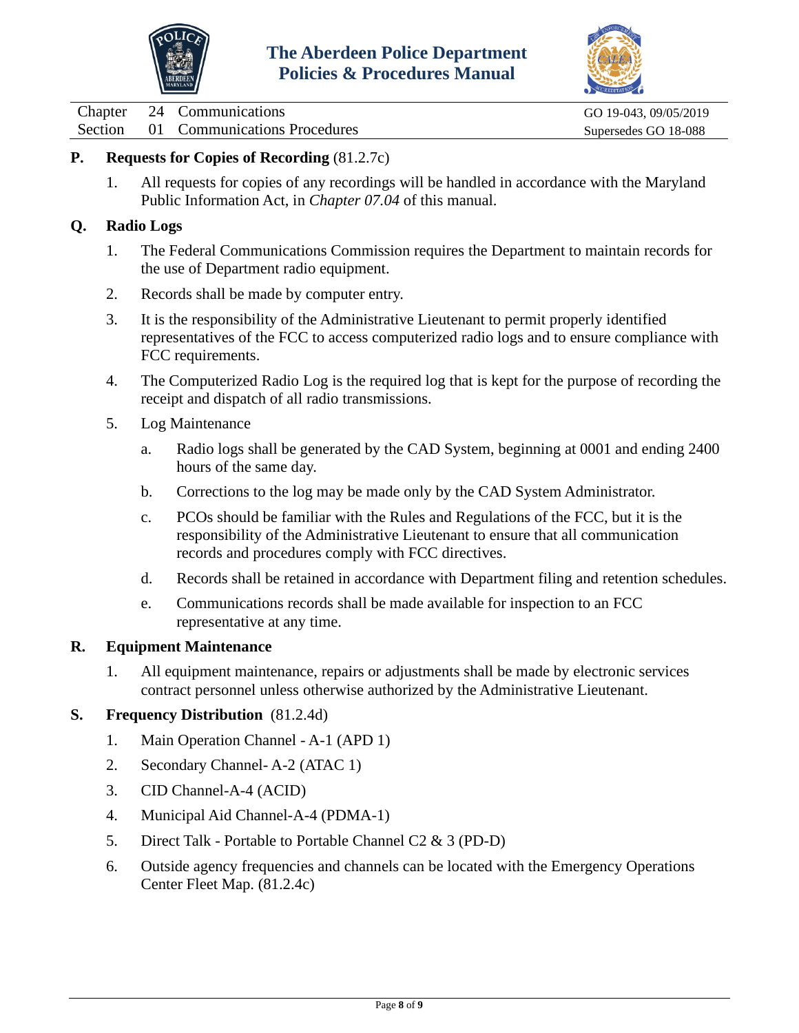**P. Requests for Copies of Recording** (81.2.7c)

1. All requests for copies of any recordings will be handled in accordance with the Maryland Public Information Act, in *Chapter 07.04* of this manual.

**Q. Radio Logs**

1. The Federal Communications Commission requires the Department to maintain records for the use of Department radio equipment.
2. Records shall be made by computer entry.
3. It is the responsibility of the Administrative Lieutenant to permit properly identified representatives of the FCC to access computerized radio logs and to ensure compliance with FCC requirements.
4. The Computerized Radio Log is the required log that is kept for the purpose of recording the receipt and dispatch of all radio transmissions.
5. Log Maintenance
   a. Radio logs shall be generated by the CAD System, beginning at 0001 and ending 2400 hours of the same day.
   b. Corrections to the log may be made only by the CAD System Administrator.
   c. PCOs should be familiar with the Rules and Regulations of the FCC, but it is the responsibility of the Administrative Lieutenant to ensure that all communication records and procedures comply with FCC directives.
   d. Records shall be retained in accordance with Department filing and retention schedules.
   e. Communications records shall be made available for inspection to an FCC representative at any time.

**R. Equipment Maintenance**

1. All equipment maintenance, repairs or adjustments shall be made by electronic services contract personnel unless otherwise authorized by the Administrative Lieutenant.

**S. Frequency Distribution** (81.2.4d)

1. Main Operation Channel - A-1 (APD 1)
2. Secondary Channel- A-2 (ATAC 1)
3. CID Channel-A-4 (ACID)
4. Municipal Aid Channel-A-4 (PDMA-1)
5. Direct Talk - Portable to Portable Channel C2 & 3 (PD-D)
6. Outside agency frequencies and channels can be located with the Emergency Operations Center Fleet Map. (81.2.4c)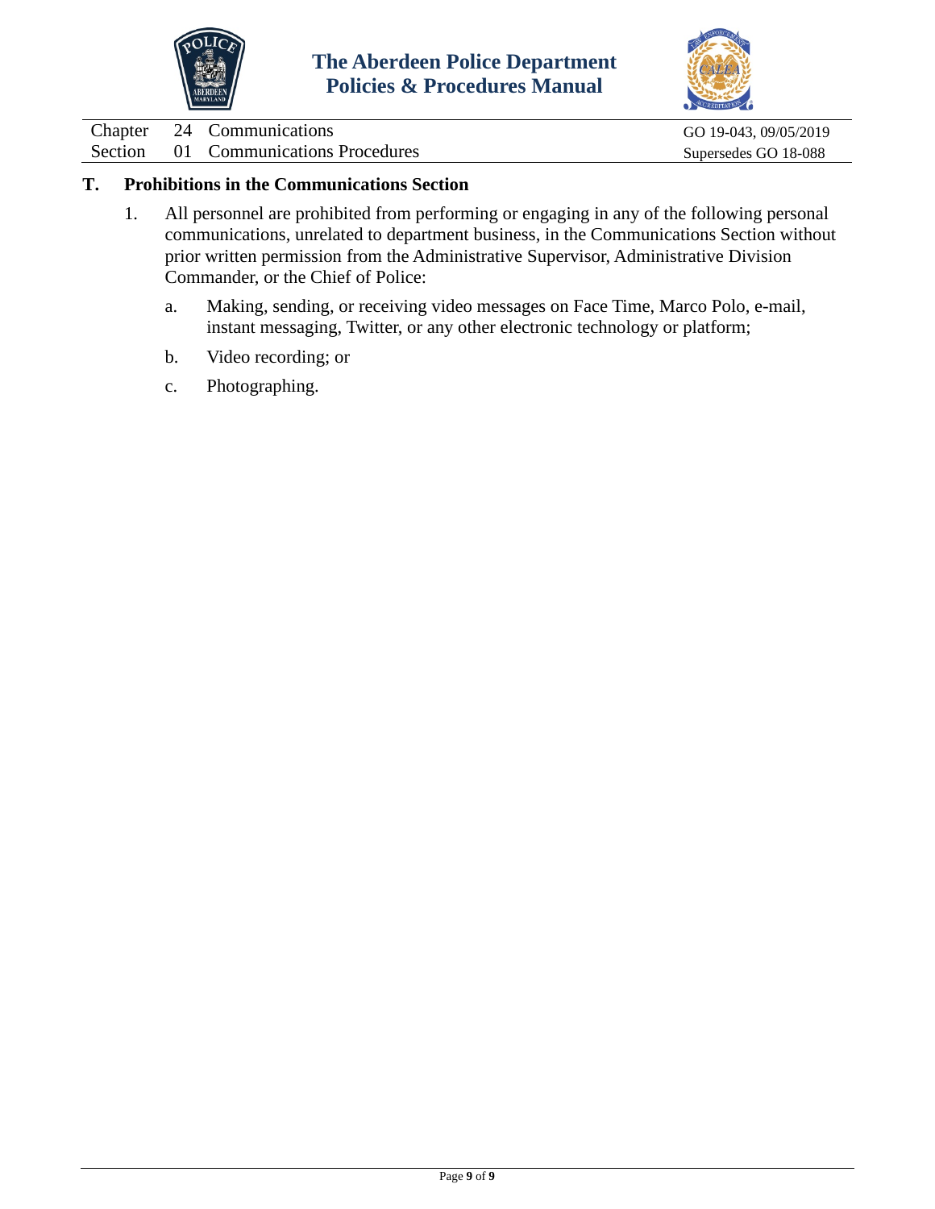## T. Prohibitions in the Communications Section

1. All personnel are prohibited from performing or engaging in any of the following personal communications, unrelated to department business, in the Communications Section without prior written permission from the Administrative Supervisor, Administrative Division Commander, or the Chief of Police:

   a. Making, sending, or receiving video messages on Face Time, Marco Polo, e-mail, instant messaging, Twitter, or any other electronic technology or platform;

   b. Video recording; or

   c. Photographing.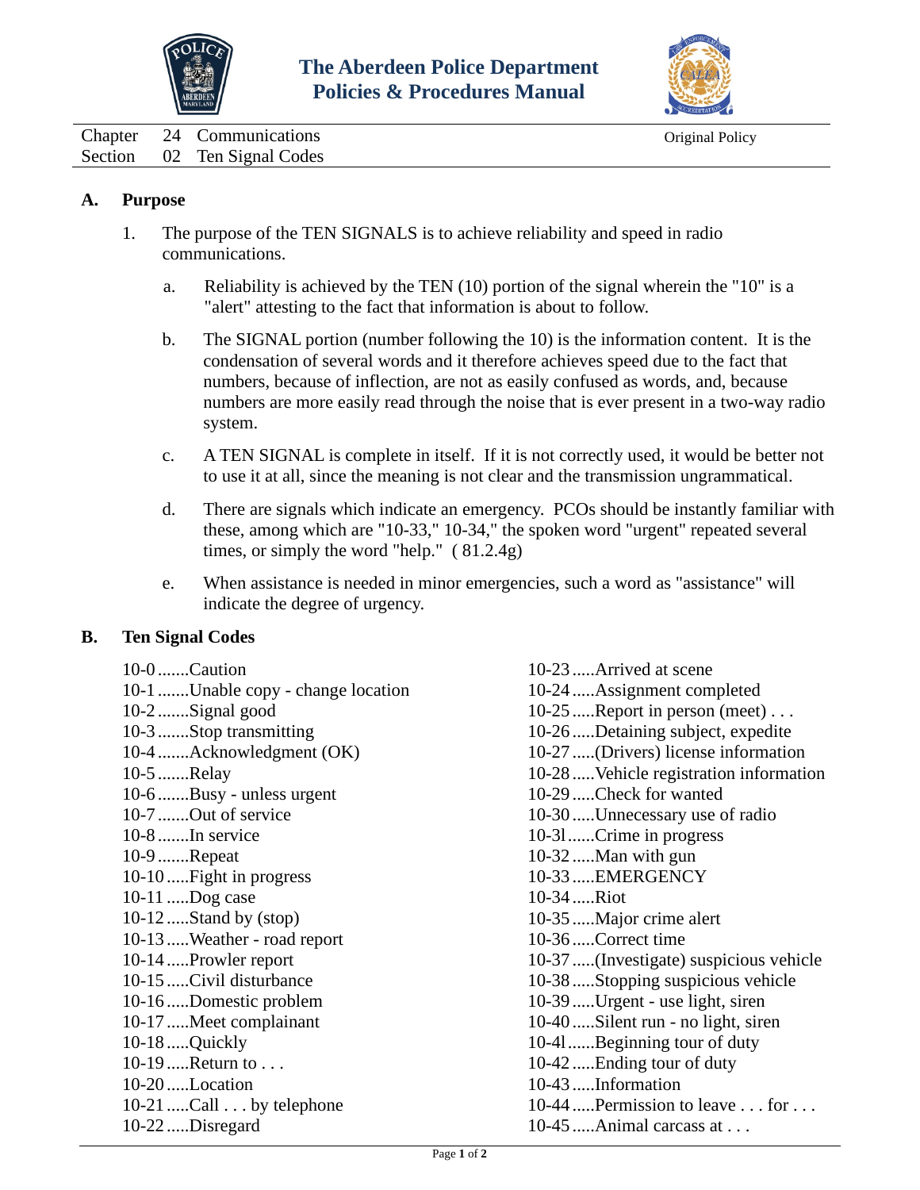# The Aberdeen Police Department
## Policies & Procedures Manual

Chapter 24 Communications — Original Policy
Section 02 Ten Signal Codes

## A. Purpose

1. The purpose of the TEN SIGNALS is to achieve reliability and speed in radio communications.

   a. Reliability is achieved by the TEN (10) portion of the signal wherein the "10" is a "alert" attesting to the fact that information is about to follow.

   b. The SIGNAL portion (number following the 10) is the information content. It is the condensation of several words and it therefore achieves speed due to the fact that numbers, because of inflection, are not as easily confused as words, and, because numbers are more easily read through the noise that is ever present in a two-way radio system.

   c. A TEN SIGNAL is complete in itself. If it is not correctly used, it would be better not to use it at all, since the meaning is not clear and the transmission ungrammatical.

   d. There are signals which indicate an emergency. PCOs should be instantly familiar with these, among which are "10-33," 10-34," the spoken word "urgent" repeated several times, or simply the word "help." ( 81.2.4g)

   e. When assistance is needed in minor emergencies, such a word as "assistance" will indicate the degree of urgency.

## B. Ten Signal Codes

10-0 .......Caution
10-1 .......Unable copy - change location
10-2 .......Signal good
10-3 .......Stop transmitting
10-4 .......Acknowledgment (OK)
10-5 .......Relay
10-6 .......Busy - unless urgent
10-7 .......Out of service
10-8 .......In service
10-9 .......Repeat
10-10 .....Fight in progress
10-11 .....Dog case
10-12 .....Stand by (stop)
10-13 .....Weather - road report
10-14 .....Prowler report
10-15 .....Civil disturbance
10-16 .....Domestic problem
10-17 .....Meet complainant
10-18 .....Quickly
10-19 .....Return to . . .
10-20 .....Location
10-21 .....Call . . . by telephone
10-22 .....Disregard
10-23 .....Arrived at scene
10-24 .....Assignment completed
10-25 .....Report in person (meet) . . .
10-26 .....Detaining subject, expedite
10-27 .....(Drivers) license information
10-28 .....Vehicle registration information
10-29 .....Check for wanted
10-30 .....Unnecessary use of radio
10-3l ......Crime in progress
10-32 .....Man with gun
10-33 .....EMERGENCY
10-34 .....Riot
10-35 .....Major crime alert
10-36 .....Correct time
10-37 .....(Investigate) suspicious vehicle
10-38 .....Stopping suspicious vehicle
10-39 .....Urgent - use light, siren
10-40 .....Silent run - no light, siren
10-4l ......Beginning tour of duty
10-42 .....Ending tour of duty
10-43 .....Information
10-44 .....Permission to leave . . . for . . .
10-45 .....Animal carcass at . . .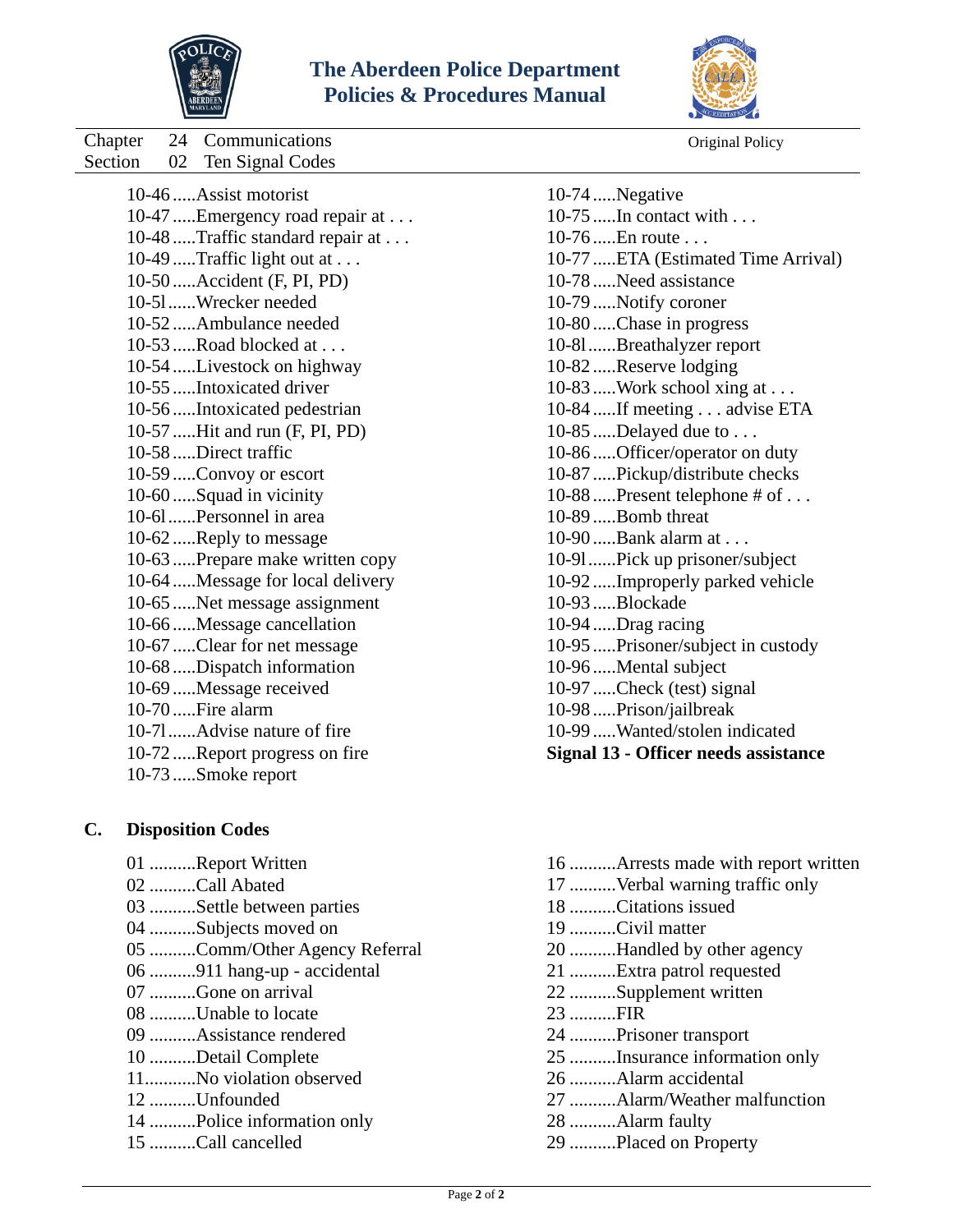The Aberdeen Police Department
Policies & Procedures Manual

Chapter 24 Communications
Section 02 Ten Signal Codes

Original Policy

10-46 .....Assist motorist
10-47 .....Emergency road repair at . . .
10-48 .....Traffic standard repair at . . .
10-49 .....Traffic light out at . . .
10-50 .....Accident (F, PI, PD)
10-5l ......Wrecker needed
10-52 .....Ambulance needed
10-53 .....Road blocked at . . .
10-54 .....Livestock on highway
10-55 .....Intoxicated driver
10-56 .....Intoxicated pedestrian
10-57 .....Hit and run (F, PI, PD)
10-58 .....Direct traffic
10-59 .....Convoy or escort
10-60 .....Squad in vicinity
10-6l ......Personnel in area
10-62 .....Reply to message
10-63 .....Prepare make written copy
10-64 .....Message for local delivery
10-65 .....Net message assignment
10-66 .....Message cancellation
10-67 .....Clear for net message
10-68 .....Dispatch information
10-69 .....Message received
10-70 .....Fire alarm
10-7l ......Advise nature of fire
10-72 .....Report progress on fire
10-73 .....Smoke report
10-74 .....Negative
10-75 .....In contact with . . .
10-76 .....En route . . .
10-77 .....ETA (Estimated Time Arrival)
10-78 .....Need assistance
10-79 .....Notify coroner
10-80 .....Chase in progress
10-8l ......Breathalyzer report
10-82 .....Reserve lodging
10-83 .....Work school xing at . . .
10-84 .....If meeting . . . advise ETA
10-85 .....Delayed due to . . .
10-86 .....Officer/operator on duty
10-87 .....Pickup/distribute checks
10-88 .....Present telephone # of . . .
10-89 .....Bomb threat
10-90 .....Bank alarm at . . .
10-9l ......Pick up prisoner/subject
10-92 .....Improperly parked vehicle
10-93 .....Blockade
10-94 .....Drag racing
10-95 .....Prisoner/subject in custody
10-96 .....Mental subject
10-97 .....Check (test) signal
10-98 .....Prison/jailbreak
10-99 .....Wanted/stolen indicated
**Signal 13 - Officer needs assistance**

## C. Disposition Codes

01 ..........Report Written
02 ..........Call Abated
03 ..........Settle between parties
04 ..........Subjects moved on
05 ..........Comm/Other Agency Referral
06 ..........911 hang-up - accidental
07 ..........Gone on arrival
08 ..........Unable to locate
09 ..........Assistance rendered
10 ..........Detail Complete
11...........No violation observed
12 ..........Unfounded
14 ..........Police information only
15 ..........Call cancelled
16 ..........Arrests made with report written
17 ..........Verbal warning traffic only
18 ..........Citations issued
19 ..........Civil matter
20 ..........Handled by other agency
21 ..........Extra patrol requested
22 ..........Supplement written
23 ..........FIR
24 ..........Prisoner transport
25 ..........Insurance information only
26 ..........Alarm accidental
27 ..........Alarm/Weather malfunction
28 ..........Alarm faulty
29 ..........Placed on Property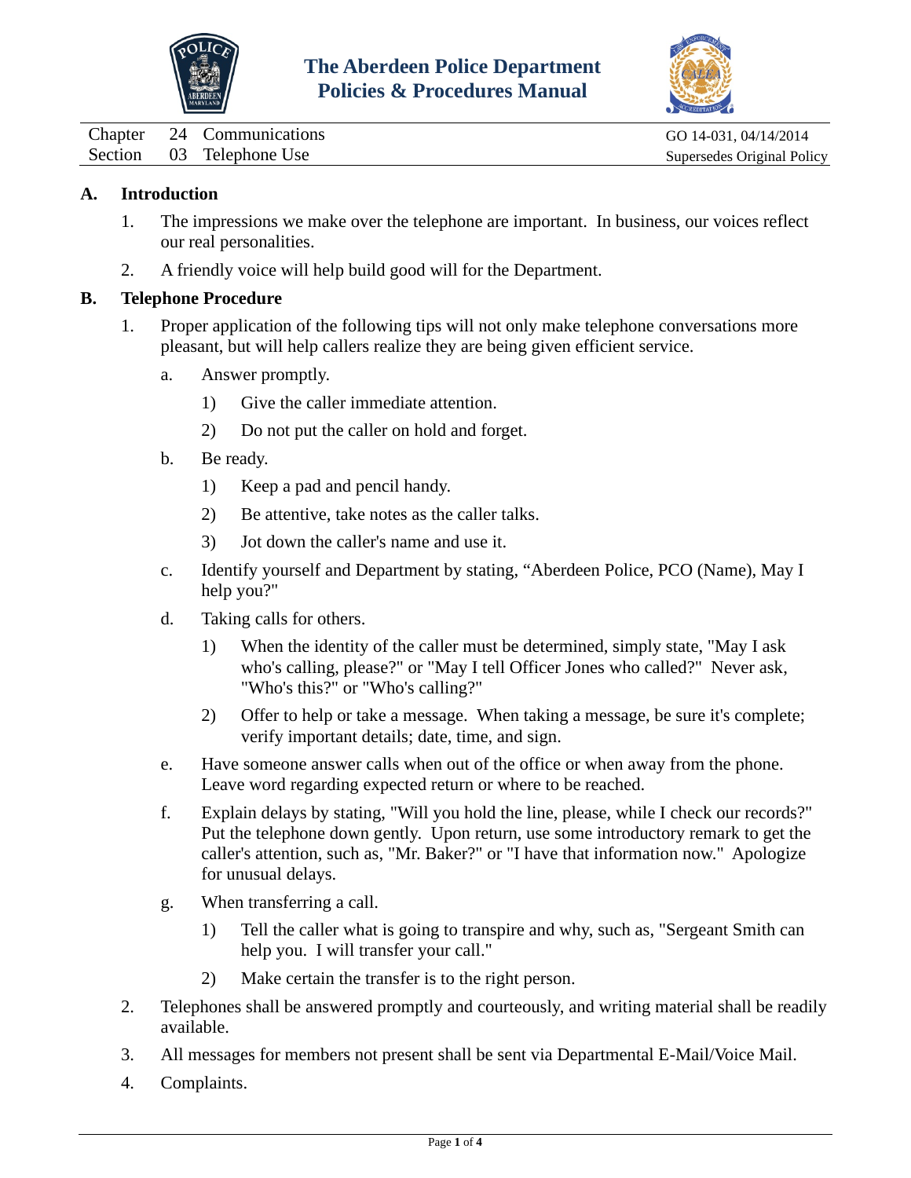# The Aberdeen Police Department
# Policies & Procedures Manual

Chapter 24 Communications | GO 14-031, 04/14/2014

Section 03 Telephone Use | Supersedes Original Policy

## A. Introduction

1. The impressions we make over the telephone are important. In business, our voices reflect our real personalities.
2. A friendly voice will help build good will for the Department.

## B. Telephone Procedure

1. Proper application of the following tips will not only make telephone conversations more pleasant, but will help callers realize they are being given efficient service.
   - a. Answer promptly.
     - 1) Give the caller immediate attention.
     - 2) Do not put the caller on hold and forget.
   - b. Be ready.
     - 1) Keep a pad and pencil handy.
     - 2) Be attentive, take notes as the caller talks.
     - 3) Jot down the caller's name and use it.
   - c. Identify yourself and Department by stating, "Aberdeen Police, PCO (Name), May I help you?"
   - d. Taking calls for others.
     - 1) When the identity of the caller must be determined, simply state, "May I ask who's calling, please?" or "May I tell Officer Jones who called?" Never ask, "Who's this?" or "Who's calling?"
     - 2) Offer to help or take a message. When taking a message, be sure it's complete; verify important details; date, time, and sign.
   - e. Have someone answer calls when out of the office or when away from the phone. Leave word regarding expected return or where to be reached.
   - f. Explain delays by stating, "Will you hold the line, please, while I check our records?" Put the telephone down gently. Upon return, use some introductory remark to get the caller's attention, such as, "Mr. Baker?" or "I have that information now." Apologize for unusual delays.
   - g. When transferring a call.
     - 1) Tell the caller what is going to transpire and why, such as, "Sergeant Smith can help you. I will transfer your call."
     - 2) Make certain the transfer is to the right person.
2. Telephones shall be answered promptly and courteously, and writing material shall be readily available.
3. All messages for members not present shall be sent via Departmental E-Mail/Voice Mail.
4. Complaints.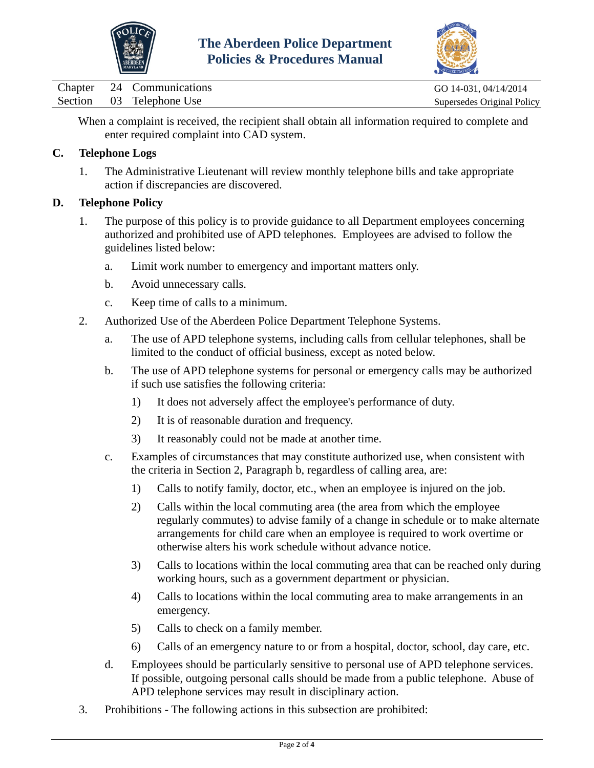When a complaint is received, the recipient shall obtain all information required to complete and enter required complaint into CAD system.

## C. Telephone Logs

1. The Administrative Lieutenant will review monthly telephone bills and take appropriate action if discrepancies are discovered.

## D. Telephone Policy

1. The purpose of this policy is to provide guidance to all Department employees concerning authorized and prohibited use of APD telephones. Employees are advised to follow the guidelines listed below:

   a. Limit work number to emergency and important matters only.

   b. Avoid unnecessary calls.

   c. Keep time of calls to a minimum.

2. Authorized Use of the Aberdeen Police Department Telephone Systems.

   a. The use of APD telephone systems, including calls from cellular telephones, shall be limited to the conduct of official business, except as noted below.

   b. The use of APD telephone systems for personal or emergency calls may be authorized if such use satisfies the following criteria:

      1) It does not adversely affect the employee's performance of duty.

      2) It is of reasonable duration and frequency.

      3) It reasonably could not be made at another time.

   c. Examples of circumstances that may constitute authorized use, when consistent with the criteria in Section 2, Paragraph b, regardless of calling area, are:

      1) Calls to notify family, doctor, etc., when an employee is injured on the job.

      2) Calls within the local commuting area (the area from which the employee regularly commutes) to advise family of a change in schedule or to make alternate arrangements for child care when an employee is required to work overtime or otherwise alters his work schedule without advance notice.

      3) Calls to locations within the local commuting area that can be reached only during working hours, such as a government department or physician.

      4) Calls to locations within the local commuting area to make arrangements in an emergency.

      5) Calls to check on a family member.

      6) Calls of an emergency nature to or from a hospital, doctor, school, day care, etc.

   d. Employees should be particularly sensitive to personal use of APD telephone services. If possible, outgoing personal calls should be made from a public telephone. Abuse of APD telephone services may result in disciplinary action.

3. Prohibitions - The following actions in this subsection are prohibited: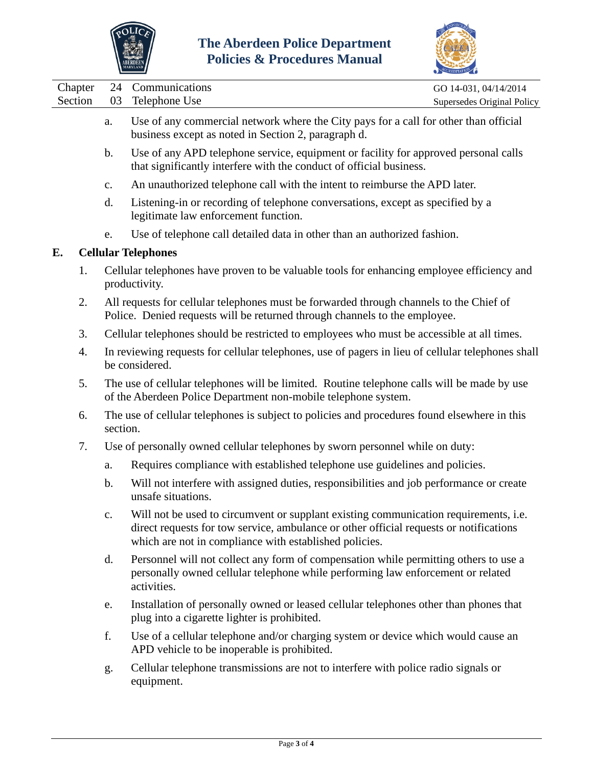a. Use of any commercial network where the City pays for a call for other than official business except as noted in Section 2, paragraph d.

b. Use of any APD telephone service, equipment or facility for approved personal calls that significantly interfere with the conduct of official business.

c. An unauthorized telephone call with the intent to reimburse the APD later.

d. Listening-in or recording of telephone conversations, except as specified by a legitimate law enforcement function.

e. Use of telephone call detailed data in other than an authorized fashion.

## E. Cellular Telephones

1. Cellular telephones have proven to be valuable tools for enhancing employee efficiency and productivity.

2. All requests for cellular telephones must be forwarded through channels to the Chief of Police. Denied requests will be returned through channels to the employee.

3. Cellular telephones should be restricted to employees who must be accessible at all times.

4. In reviewing requests for cellular telephones, use of pagers in lieu of cellular telephones shall be considered.

5. The use of cellular telephones will be limited. Routine telephone calls will be made by use of the Aberdeen Police Department non-mobile telephone system.

6. The use of cellular telephones is subject to policies and procedures found elsewhere in this section.

7. Use of personally owned cellular telephones by sworn personnel while on duty:

   a. Requires compliance with established telephone use guidelines and policies.

   b. Will not interfere with assigned duties, responsibilities and job performance or create unsafe situations.

   c. Will not be used to circumvent or supplant existing communication requirements, i.e. direct requests for tow service, ambulance or other official requests or notifications which are not in compliance with established policies.

   d. Personnel will not collect any form of compensation while permitting others to use a personally owned cellular telephone while performing law enforcement or related activities.

   e. Installation of personally owned or leased cellular telephones other than phones that plug into a cigarette lighter is prohibited.

   f. Use of a cellular telephone and/or charging system or device which would cause an APD vehicle to be inoperable is prohibited.

   g. Cellular telephone transmissions are not to interfere with police radio signals or equipment.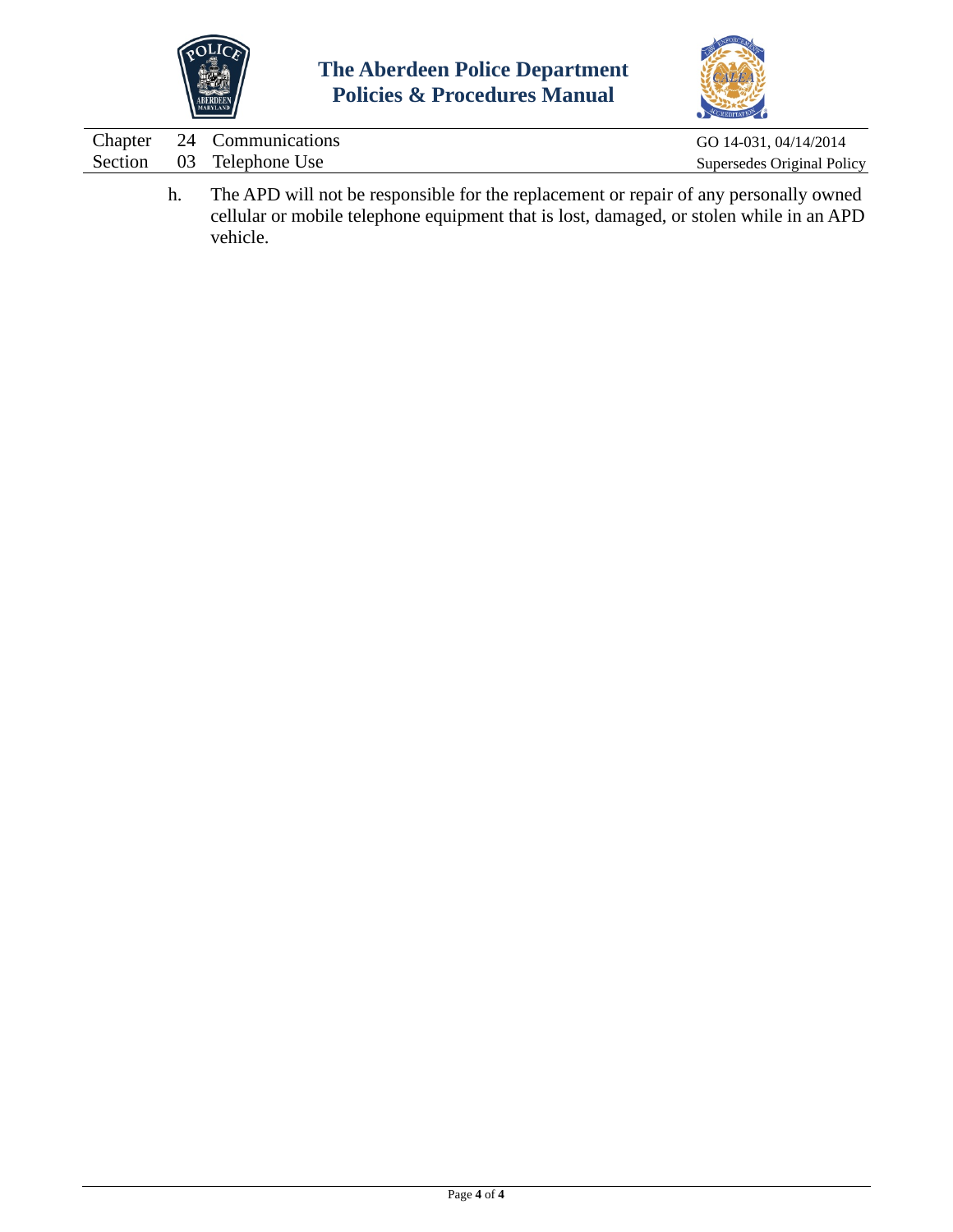h. The APD will not be responsible for the replacement or repair of any personally owned cellular or mobile telephone equipment that is lost, damaged, or stolen while in an APD vehicle.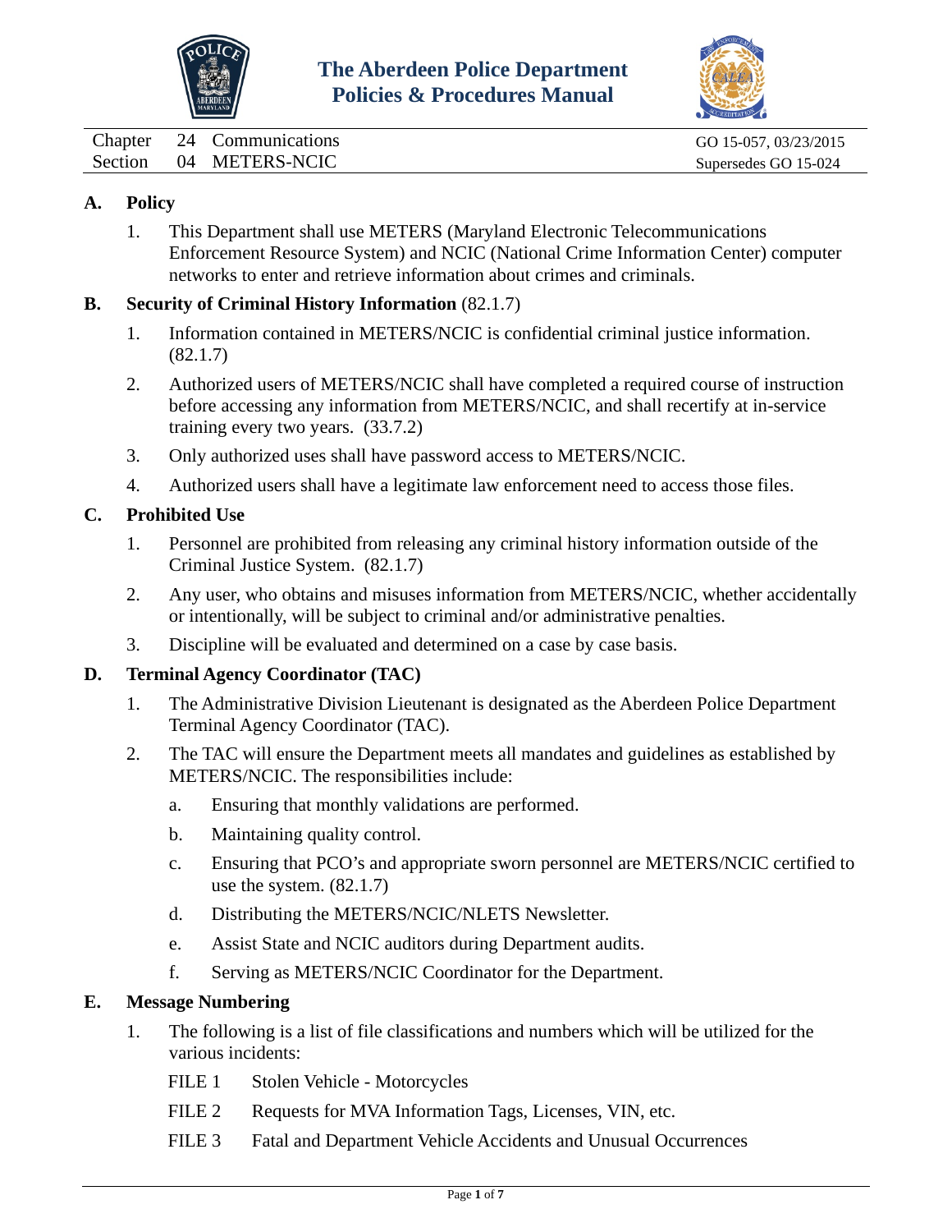# The Aberdeen Police Department Policies & Procedures Manual

| Chapter | 24 | Communications | GO 15-057, 03/23/2015 |
| --- | --- | --- | --- |
| Section | 04 | METERS-NCIC | Supersedes GO 15-024 |

## A. Policy

1. This Department shall use METERS (Maryland Electronic Telecommunications Enforcement Resource System) and NCIC (National Crime Information Center) computer networks to enter and retrieve information about crimes and criminals.

## B. Security of Criminal History Information (82.1.7)

1. Information contained in METERS/NCIC is confidential criminal justice information. (82.1.7)
2. Authorized users of METERS/NCIC shall have completed a required course of instruction before accessing any information from METERS/NCIC, and shall recertify at in-service training every two years. (33.7.2)
3. Only authorized uses shall have password access to METERS/NCIC.
4. Authorized users shall have a legitimate law enforcement need to access those files.

## C. Prohibited Use

1. Personnel are prohibited from releasing any criminal history information outside of the Criminal Justice System. (82.1.7)
2. Any user, who obtains and misuses information from METERS/NCIC, whether accidentally or intentionally, will be subject to criminal and/or administrative penalties.
3. Discipline will be evaluated and determined on a case by case basis.

## D. Terminal Agency Coordinator (TAC)

1. The Administrative Division Lieutenant is designated as the Aberdeen Police Department Terminal Agency Coordinator (TAC).
2. The TAC will ensure the Department meets all mandates and guidelines as established by METERS/NCIC. The responsibilities include:
   a. Ensuring that monthly validations are performed.
   b. Maintaining quality control.
   c. Ensuring that PCO's and appropriate sworn personnel are METERS/NCIC certified to use the system. (82.1.7)
   d. Distributing the METERS/NCIC/NLETS Newsletter.
   e. Assist State and NCIC auditors during Department audits.
   f. Serving as METERS/NCIC Coordinator for the Department.

## E. Message Numbering

1. The following is a list of file classifications and numbers which will be utilized for the various incidents:

   FILE 1 Stolen Vehicle - Motorcycles

   FILE 2 Requests for MVA Information Tags, Licenses, VIN, etc.

   FILE 3 Fatal and Department Vehicle Accidents and Unusual Occurrences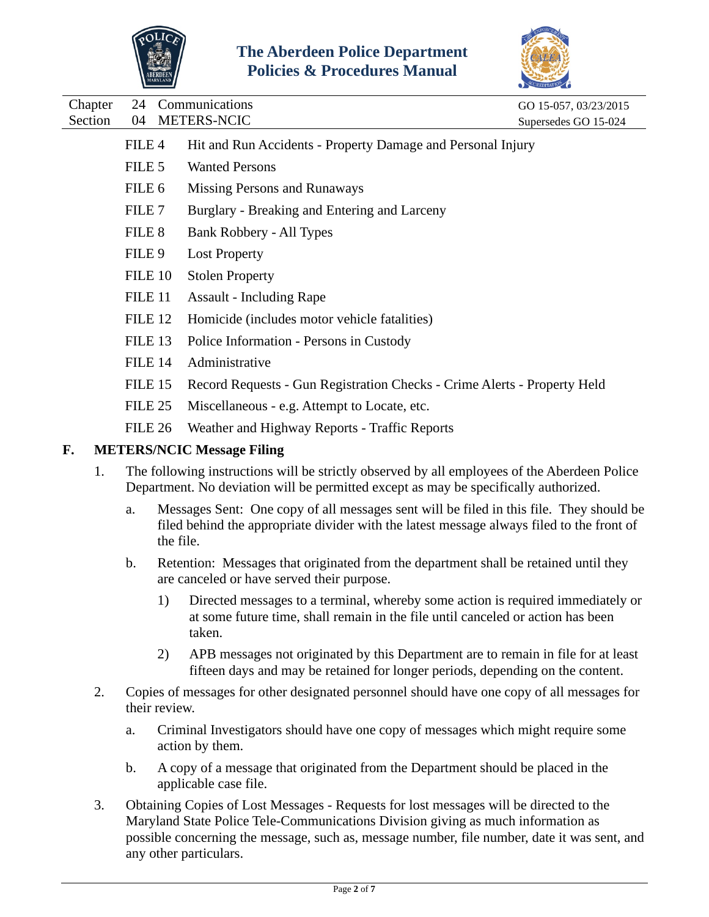FILE 4 Hit and Run Accidents - Property Damage and Personal Injury

FILE 5 Wanted Persons

FILE 6 Missing Persons and Runaways

FILE 7 Burglary - Breaking and Entering and Larceny

FILE 8 Bank Robbery - All Types

FILE 9 Lost Property

FILE 10 Stolen Property

FILE 11 Assault - Including Rape

FILE 12 Homicide (includes motor vehicle fatalities)

FILE 13 Police Information - Persons in Custody

FILE 14 Administrative

FILE 15 Record Requests - Gun Registration Checks - Crime Alerts - Property Held

FILE 25 Miscellaneous - e.g. Attempt to Locate, etc.

FILE 26 Weather and Highway Reports - Traffic Reports

## F. METERS/NCIC Message Filing

1. The following instructions will be strictly observed by all employees of the Aberdeen Police Department. No deviation will be permitted except as may be specifically authorized.

   a. Messages Sent: One copy of all messages sent will be filed in this file. They should be filed behind the appropriate divider with the latest message always filed to the front of the file.

   b. Retention: Messages that originated from the department shall be retained until they are canceled or have served their purpose.

      1) Directed messages to a terminal, whereby some action is required immediately or at some future time, shall remain in the file until canceled or action has been taken.

      2) APB messages not originated by this Department are to remain in file for at least fifteen days and may be retained for longer periods, depending on the content.

2. Copies of messages for other designated personnel should have one copy of all messages for their review.

   a. Criminal Investigators should have one copy of messages which might require some action by them.

   b. A copy of a message that originated from the Department should be placed in the applicable case file.

3. Obtaining Copies of Lost Messages - Requests for lost messages will be directed to the Maryland State Police Tele-Communications Division giving as much information as possible concerning the message, such as, message number, file number, date it was sent, and any other particulars.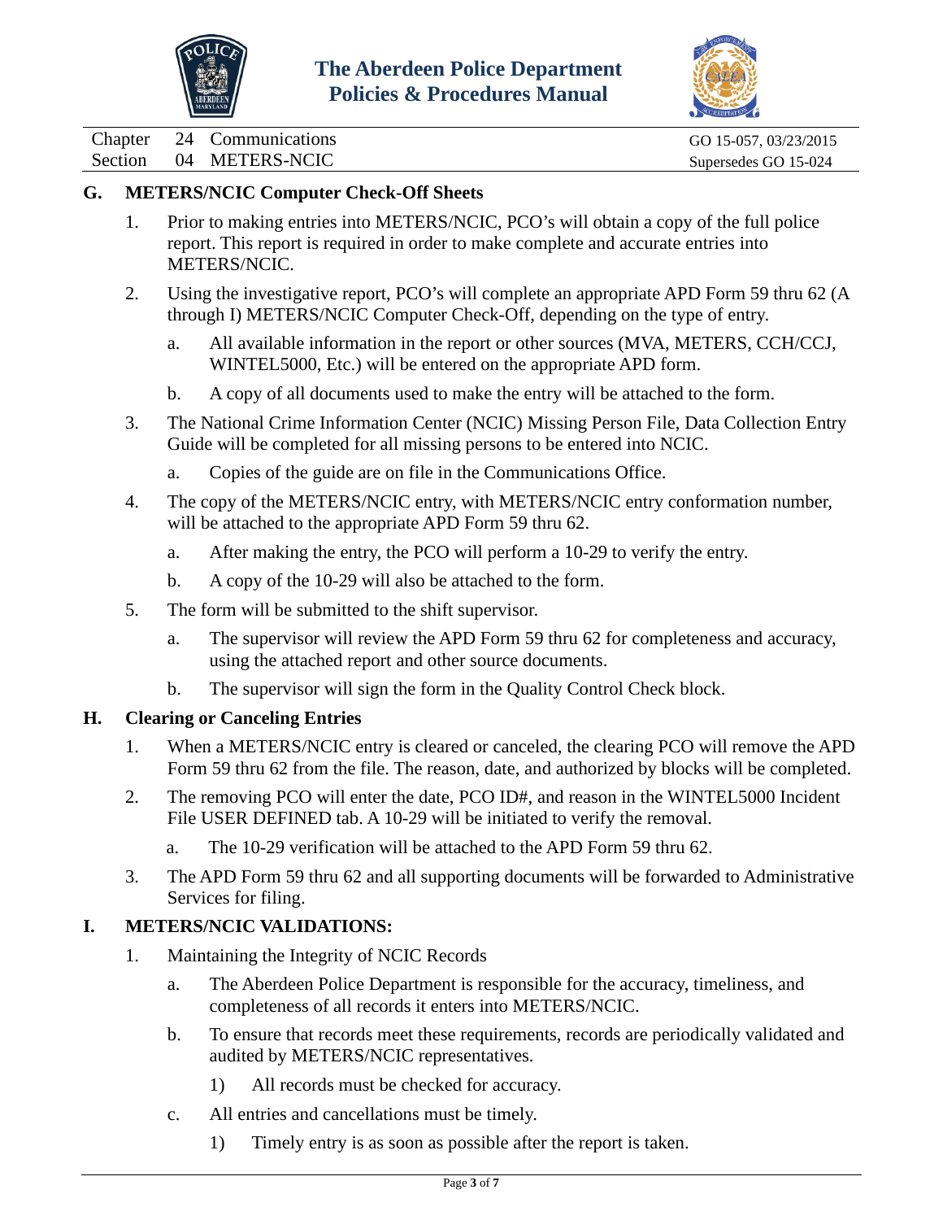## G. METERS/NCIC Computer Check-Off Sheets

1. Prior to making entries into METERS/NCIC, PCO's will obtain a copy of the full police report. This report is required in order to make complete and accurate entries into METERS/NCIC.

2. Using the investigative report, PCO's will complete an appropriate APD Form 59 thru 62 (A through I) METERS/NCIC Computer Check-Off, depending on the type of entry.

   a. All available information in the report or other sources (MVA, METERS, CCH/CCJ, WINTEL5000, Etc.) will be entered on the appropriate APD form.

   b. A copy of all documents used to make the entry will be attached to the form.

3. The National Crime Information Center (NCIC) Missing Person File, Data Collection Entry Guide will be completed for all missing persons to be entered into NCIC.

   a. Copies of the guide are on file in the Communications Office.

4. The copy of the METERS/NCIC entry, with METERS/NCIC entry conformation number, will be attached to the appropriate APD Form 59 thru 62.

   a. After making the entry, the PCO will perform a 10-29 to verify the entry.

   b. A copy of the 10-29 will also be attached to the form.

5. The form will be submitted to the shift supervisor.

   a. The supervisor will review the APD Form 59 thru 62 for completeness and accuracy, using the attached report and other source documents.

   b. The supervisor will sign the form in the Quality Control Check block.

## H. Clearing or Canceling Entries

1. When a METERS/NCIC entry is cleared or canceled, the clearing PCO will remove the APD Form 59 thru 62 from the file. The reason, date, and authorized by blocks will be completed.

2. The removing PCO will enter the date, PCO ID#, and reason in the WINTEL5000 Incident File USER DEFINED tab. A 10-29 will be initiated to verify the removal.

   a. The 10-29 verification will be attached to the APD Form 59 thru 62.

3. The APD Form 59 thru 62 and all supporting documents will be forwarded to Administrative Services for filing.

## I. METERS/NCIC VALIDATIONS:

1. Maintaining the Integrity of NCIC Records

   a. The Aberdeen Police Department is responsible for the accuracy, timeliness, and completeness of all records it enters into METERS/NCIC.

   b. To ensure that records meet these requirements, records are periodically validated and audited by METERS/NCIC representatives.

      1) All records must be checked for accuracy.

   c. All entries and cancellations must be timely.

      1) Timely entry is as soon as possible after the report is taken.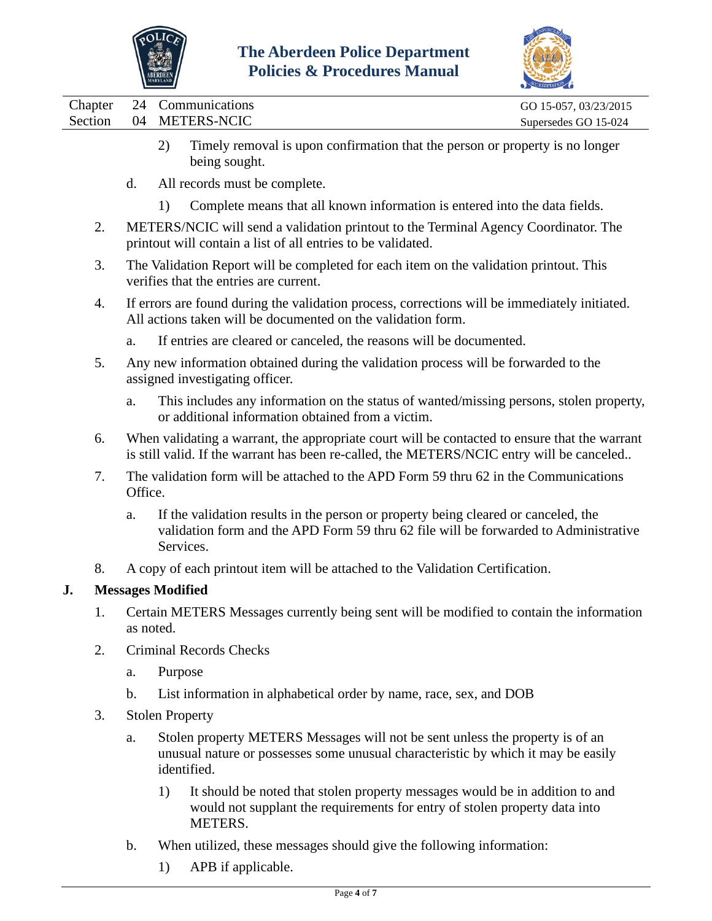2) Timely removal is upon confirmation that the person or property is no longer being sought.

d. All records must be complete.

1) Complete means that all known information is entered into the data fields.

2. METERS/NCIC will send a validation printout to the Terminal Agency Coordinator. The printout will contain a list of all entries to be validated.

3. The Validation Report will be completed for each item on the validation printout. This verifies that the entries are current.

4. If errors are found during the validation process, corrections will be immediately initiated. All actions taken will be documented on the validation form.

   a. If entries are cleared or canceled, the reasons will be documented.

5. Any new information obtained during the validation process will be forwarded to the assigned investigating officer.

   a. This includes any information on the status of wanted/missing persons, stolen property, or additional information obtained from a victim.

6. When validating a warrant, the appropriate court will be contacted to ensure that the warrant is still valid. If the warrant has been re-called, the METERS/NCIC entry will be canceled..

7. The validation form will be attached to the APD Form 59 thru 62 in the Communications Office.

   a. If the validation results in the person or property being cleared or canceled, the validation form and the APD Form 59 thru 62 file will be forwarded to Administrative Services.

8. A copy of each printout item will be attached to the Validation Certification.

## J. Messages Modified

1. Certain METERS Messages currently being sent will be modified to contain the information as noted.

2. Criminal Records Checks

   a. Purpose

   b. List information in alphabetical order by name, race, sex, and DOB

3. Stolen Property

   a. Stolen property METERS Messages will not be sent unless the property is of an unusual nature or possesses some unusual characteristic by which it may be easily identified.

      1) It should be noted that stolen property messages would be in addition to and would not supplant the requirements for entry of stolen property data into METERS.

   b. When utilized, these messages should give the following information:

      1) APB if applicable.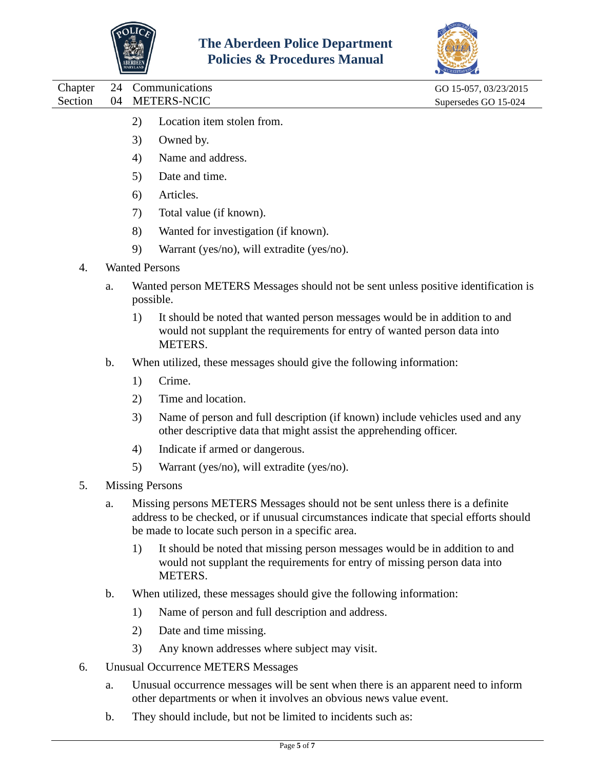2) Location item stolen from.

3) Owned by.

4) Name and address.

5) Date and time.

6) Articles.

7) Total value (if known).

8) Wanted for investigation (if known).

9) Warrant (yes/no), will extradite (yes/no).

4. Wanted Persons

   a. Wanted person METERS Messages should not be sent unless positive identification is possible.

      1) It should be noted that wanted person messages would be in addition to and would not supplant the requirements for entry of wanted person data into METERS.

   b. When utilized, these messages should give the following information:

      1) Crime.

      2) Time and location.

      3) Name of person and full description (if known) include vehicles used and any other descriptive data that might assist the apprehending officer.

      4) Indicate if armed or dangerous.

      5) Warrant (yes/no), will extradite (yes/no).

5. Missing Persons

   a. Missing persons METERS Messages should not be sent unless there is a definite address to be checked, or if unusual circumstances indicate that special efforts should be made to locate such person in a specific area.

      1) It should be noted that missing person messages would be in addition to and would not supplant the requirements for entry of missing person data into METERS.

   b. When utilized, these messages should give the following information:

      1) Name of person and full description and address.

      2) Date and time missing.

      3) Any known addresses where subject may visit.

6. Unusual Occurrence METERS Messages

   a. Unusual occurrence messages will be sent when there is an apparent need to inform other departments or when it involves an obvious news value event.

   b. They should include, but not be limited to incidents such as: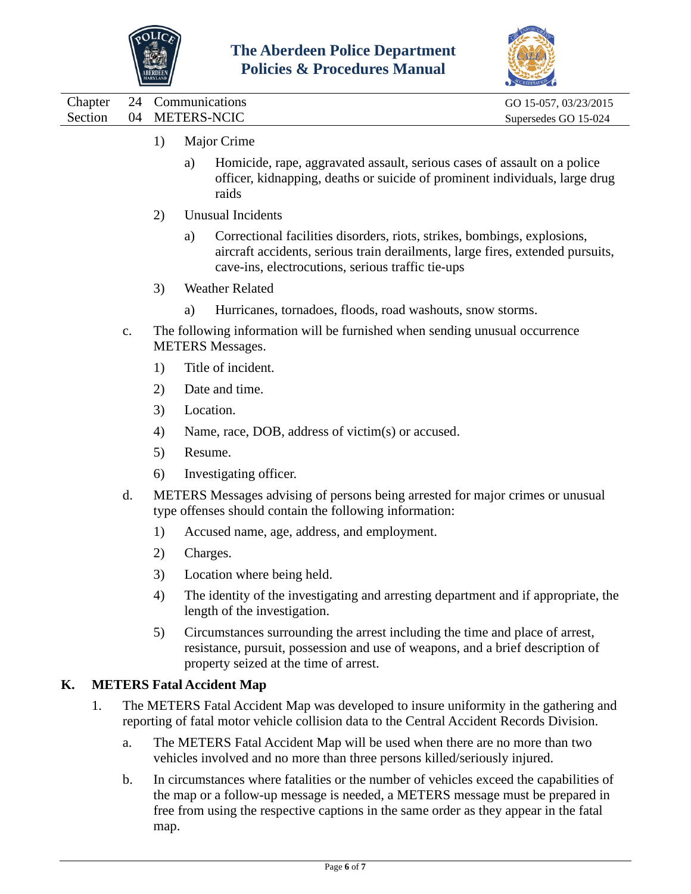1) Major Crime

   a) Homicide, rape, aggravated assault, serious cases of assault on a police officer, kidnapping, deaths or suicide of prominent individuals, large drug raids

2) Unusual Incidents

   a) Correctional facilities disorders, riots, strikes, bombings, explosions, aircraft accidents, serious train derailments, large fires, extended pursuits, cave-ins, electrocutions, serious traffic tie-ups

3) Weather Related

   a) Hurricanes, tornadoes, floods, road washouts, snow storms.

c. The following information will be furnished when sending unusual occurrence METERS Messages.

   1) Title of incident.
   2) Date and time.
   3) Location.
   4) Name, race, DOB, address of victim(s) or accused.
   5) Resume.
   6) Investigating officer.

d. METERS Messages advising of persons being arrested for major crimes or unusual type offenses should contain the following information:

   1) Accused name, age, address, and employment.
   2) Charges.
   3) Location where being held.
   4) The identity of the investigating and arresting department and if appropriate, the length of the investigation.
   5) Circumstances surrounding the arrest including the time and place of arrest, resistance, pursuit, possession and use of weapons, and a brief description of property seized at the time of arrest.

## K. METERS Fatal Accident Map

1. The METERS Fatal Accident Map was developed to insure uniformity in the gathering and reporting of fatal motor vehicle collision data to the Central Accident Records Division.

   a. The METERS Fatal Accident Map will be used when there are no more than two vehicles involved and no more than three persons killed/seriously injured.

   b. In circumstances where fatalities or the number of vehicles exceed the capabilities of the map or a follow-up message is needed, a METERS message must be prepared in free from using the respective captions in the same order as they appear in the fatal map.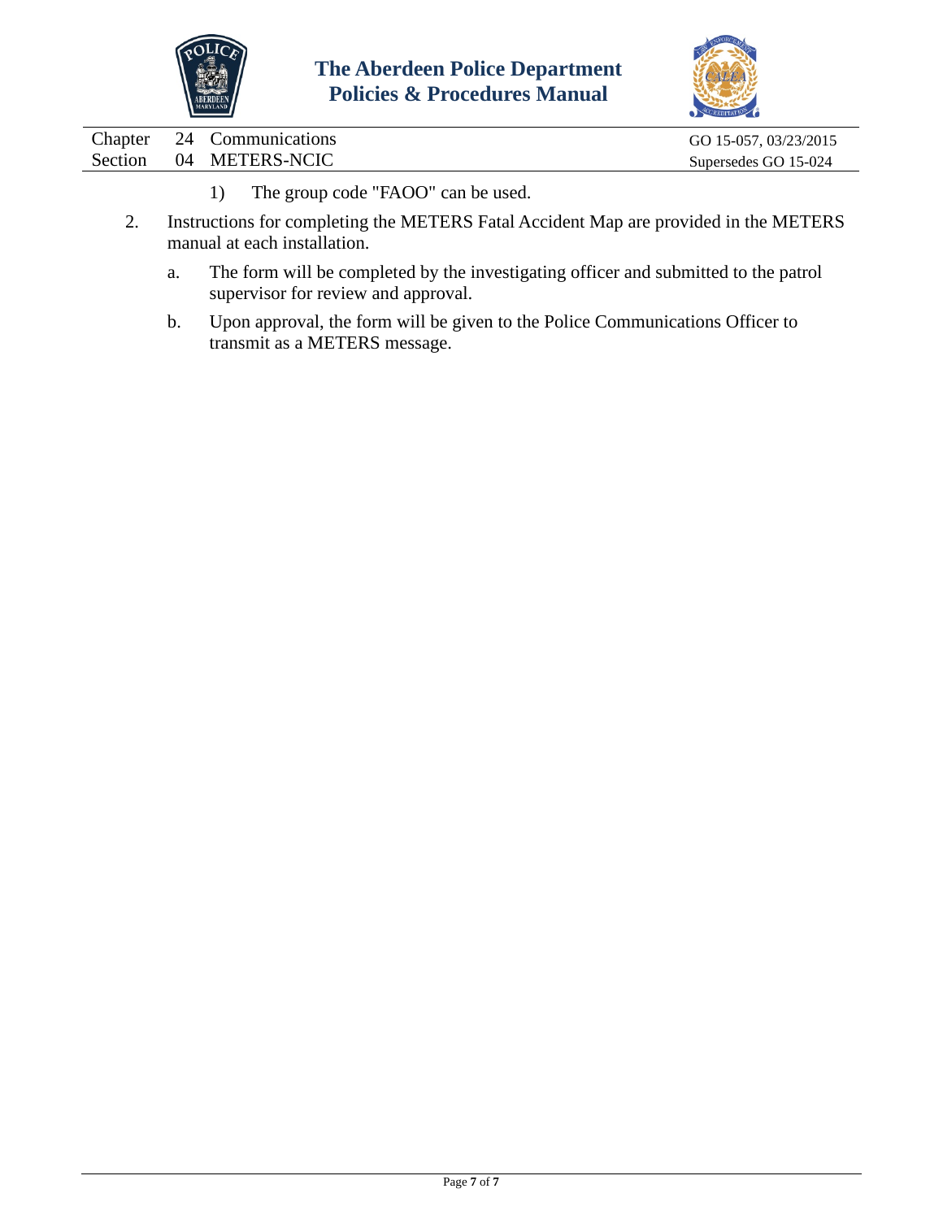1) The group code "FAOO" can be used.

2. Instructions for completing the METERS Fatal Accident Map are provided in the METERS manual at each installation.

   a. The form will be completed by the investigating officer and submitted to the patrol supervisor for review and approval.

   b. Upon approval, the form will be given to the Police Communications Officer to transmit as a METERS message.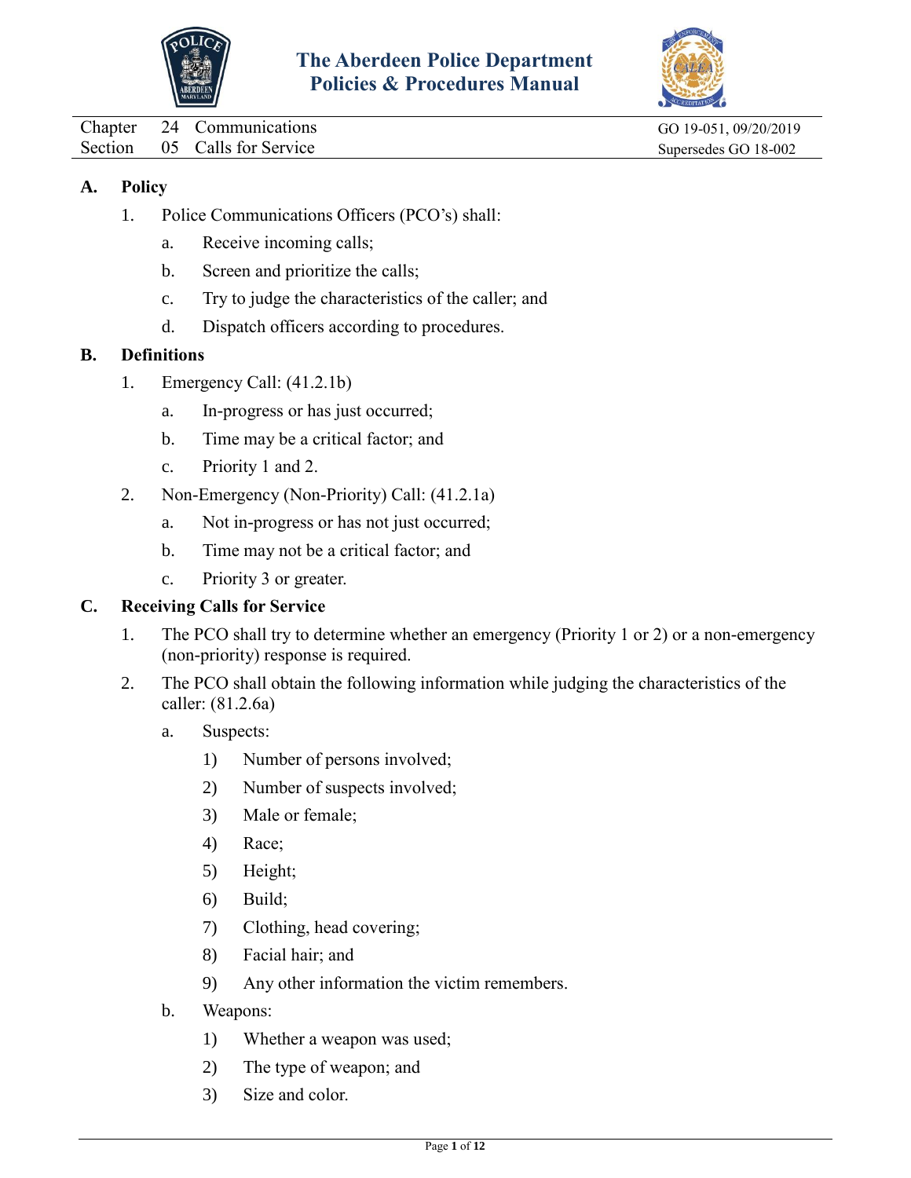# The Aberdeen Police Department Policies & Procedures Manual

| | | | |
|---|---|---|---|
| Chapter | 24 | Communications | GO 19-051, 09/20/2019 |
| Section | 05 | Calls for Service | Supersedes GO 18-002 |

## A. Policy

1. Police Communications Officers (PCO's) shall:
   a. Receive incoming calls;
   b. Screen and prioritize the calls;
   c. Try to judge the characteristics of the caller; and
   d. Dispatch officers according to procedures.

## B. Definitions

1. Emergency Call: (41.2.1b)
   a. In-progress or has just occurred;
   b. Time may be a critical factor; and
   c. Priority 1 and 2.
2. Non-Emergency (Non-Priority) Call: (41.2.1a)
   a. Not in-progress or has not just occurred;
   b. Time may not be a critical factor; and
   c. Priority 3 or greater.

## C. Receiving Calls for Service

1. The PCO shall try to determine whether an emergency (Priority 1 or 2) or a non-emergency (non-priority) response is required.
2. The PCO shall obtain the following information while judging the characteristics of the caller: (81.2.6a)
   a. Suspects:
      1) Number of persons involved;
      2) Number of suspects involved;
      3) Male or female;
      4) Race;
      5) Height;
      6) Build;
      7) Clothing, head covering;
      8) Facial hair; and
      9) Any other information the victim remembers.
   b. Weapons:
      1) Whether a weapon was used;
      2) The type of weapon; and
      3) Size and color.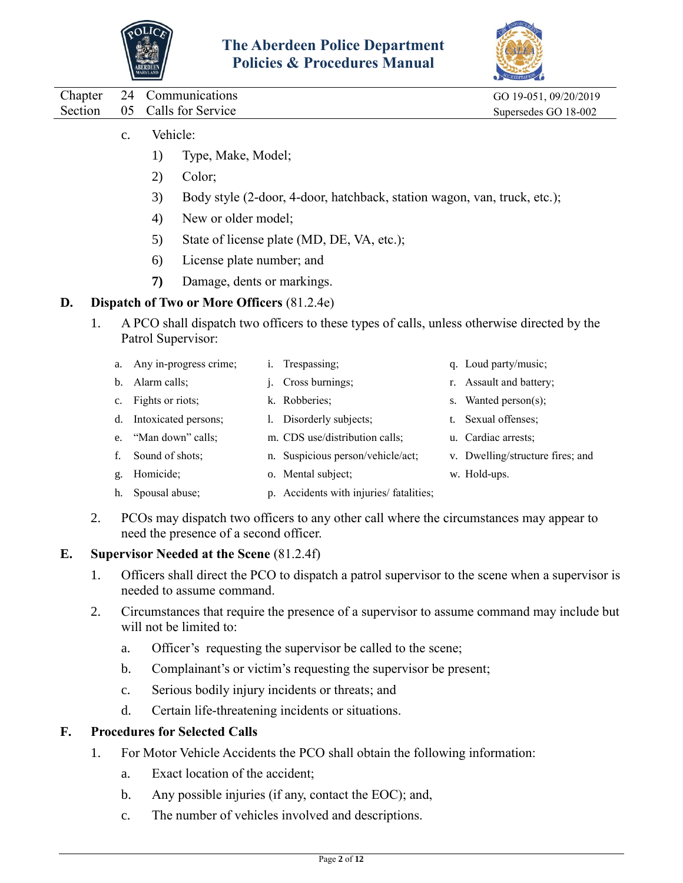c. Vehicle:

1) Type, Make, Model;

2) Color;

3) Body style (2-door, 4-door, hatchback, station wagon, van, truck, etc.);

4) New or older model;

5) State of license plate (MD, DE, VA, etc.);

6) License plate number; and

**7)** Damage, dents or markings.

**D. Dispatch of Two or More Officers** (81.2.4e)

1. A PCO shall dispatch two officers to these types of calls, unless otherwise directed by the Patrol Supervisor:

   a. Any in-progress crime;
   b. Alarm calls;
   c. Fights or riots;
   d. Intoxicated persons;
   e. "Man down" calls;
   f. Sound of shots;
   g. Homicide;
   h. Spousal abuse;
   i. Trespassing;
   j. Cross burnings;
   k. Robberies;
   l. Disorderly subjects;
   m. CDS use/distribution calls;
   n. Suspicious person/vehicle/act;
   o. Mental subject;
   p. Accidents with injuries/ fatalities;
   q. Loud party/music;
   r. Assault and battery;
   s. Wanted person(s);
   t. Sexual offenses;
   u. Cardiac arrests;
   v. Dwelling/structure fires; and
   w. Hold-ups.

2. PCOs may dispatch two officers to any other call where the circumstances may appear to need the presence of a second officer.

**E. Supervisor Needed at the Scene** (81.2.4f)

1. Officers shall direct the PCO to dispatch a patrol supervisor to the scene when a supervisor is needed to assume command.

2. Circumstances that require the presence of a supervisor to assume command may include but will not be limited to:

   a. Officer's requesting the supervisor be called to the scene;

   b. Complainant's or victim's requesting the supervisor be present;

   c. Serious bodily injury incidents or threats; and

   d. Certain life-threatening incidents or situations.

**F. Procedures for Selected Calls**

1. For Motor Vehicle Accidents the PCO shall obtain the following information:

   a. Exact location of the accident;

   b. Any possible injuries (if any, contact the EOC); and,

   c. The number of vehicles involved and descriptions.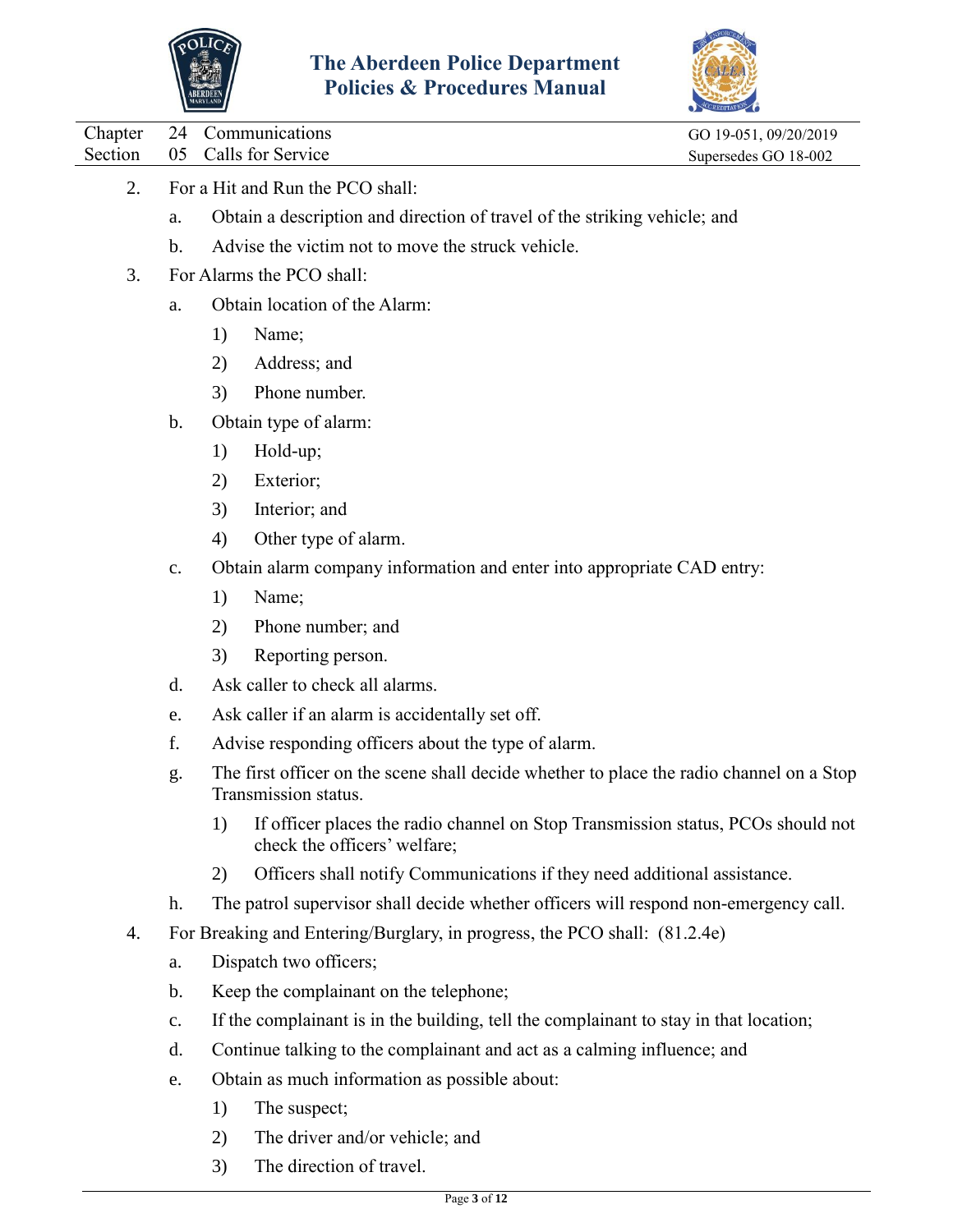2. For a Hit and Run the PCO shall:
   a. Obtain a description and direction of travel of the striking vehicle; and
   b. Advise the victim not to move the struck vehicle.
3. For Alarms the PCO shall:
   a. Obtain location of the Alarm:
      1) Name;
      2) Address; and
      3) Phone number.
   b. Obtain type of alarm:
      1) Hold-up;
      2) Exterior;
      3) Interior; and
      4) Other type of alarm.
   c. Obtain alarm company information and enter into appropriate CAD entry:
      1) Name;
      2) Phone number; and
      3) Reporting person.
   d. Ask caller to check all alarms.
   e. Ask caller if an alarm is accidentally set off.
   f. Advise responding officers about the type of alarm.
   g. The first officer on the scene shall decide whether to place the radio channel on a Stop Transmission status.
      1) If officer places the radio channel on Stop Transmission status, PCOs should not check the officers' welfare;
      2) Officers shall notify Communications if they need additional assistance.
   h. The patrol supervisor shall decide whether officers will respond non-emergency call.
4. For Breaking and Entering/Burglary, in progress, the PCO shall: (81.2.4e)
   a. Dispatch two officers;
   b. Keep the complainant on the telephone;
   c. If the complainant is in the building, tell the complainant to stay in that location;
   d. Continue talking to the complainant and act as a calming influence; and
   e. Obtain as much information as possible about:
      1) The suspect;
      2) The driver and/or vehicle; and
      3) The direction of travel.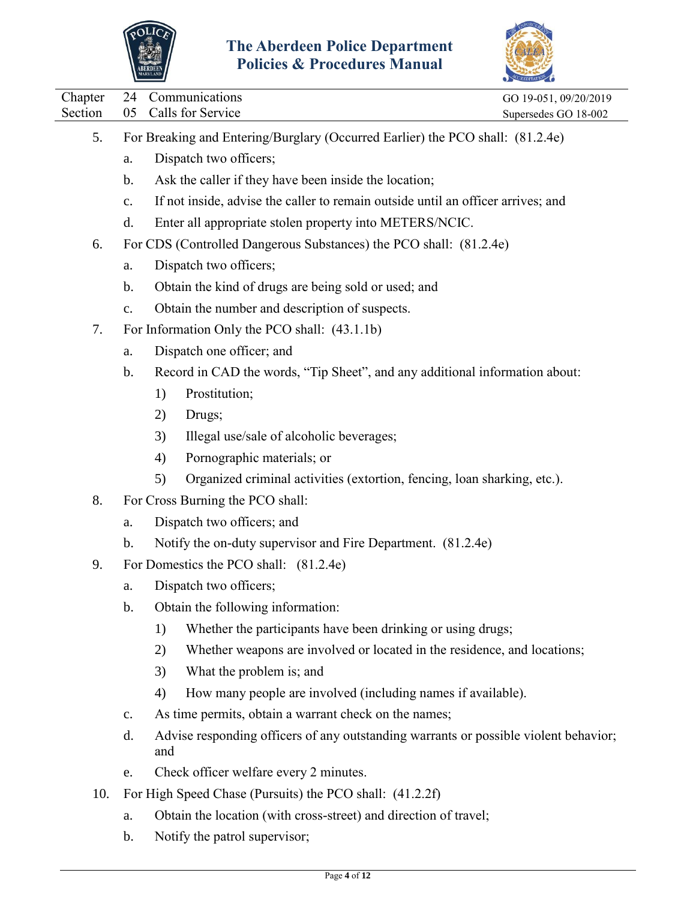5. For Breaking and Entering/Burglary (Occurred Earlier) the PCO shall: (81.2.4e)
   a. Dispatch two officers;
   b. Ask the caller if they have been inside the location;
   c. If not inside, advise the caller to remain outside until an officer arrives; and
   d. Enter all appropriate stolen property into METERS/NCIC.
6. For CDS (Controlled Dangerous Substances) the PCO shall: (81.2.4e)
   a. Dispatch two officers;
   b. Obtain the kind of drugs are being sold or used; and
   c. Obtain the number and description of suspects.
7. For Information Only the PCO shall: (43.1.1b)
   a. Dispatch one officer; and
   b. Record in CAD the words, "Tip Sheet", and any additional information about:
      1) Prostitution;
      2) Drugs;
      3) Illegal use/sale of alcoholic beverages;
      4) Pornographic materials; or
      5) Organized criminal activities (extortion, fencing, loan sharking, etc.).
8. For Cross Burning the PCO shall:
   a. Dispatch two officers; and
   b. Notify the on-duty supervisor and Fire Department. (81.2.4e)
9. For Domestics the PCO shall: (81.2.4e)
   a. Dispatch two officers;
   b. Obtain the following information:
      1) Whether the participants have been drinking or using drugs;
      2) Whether weapons are involved or located in the residence, and locations;
      3) What the problem is; and
      4) How many people are involved (including names if available).
   c. As time permits, obtain a warrant check on the names;
   d. Advise responding officers of any outstanding warrants or possible violent behavior; and
   e. Check officer welfare every 2 minutes.
10. For High Speed Chase (Pursuits) the PCO shall: (41.2.2f)
    a. Obtain the location (with cross-street) and direction of travel;
    b. Notify the patrol supervisor;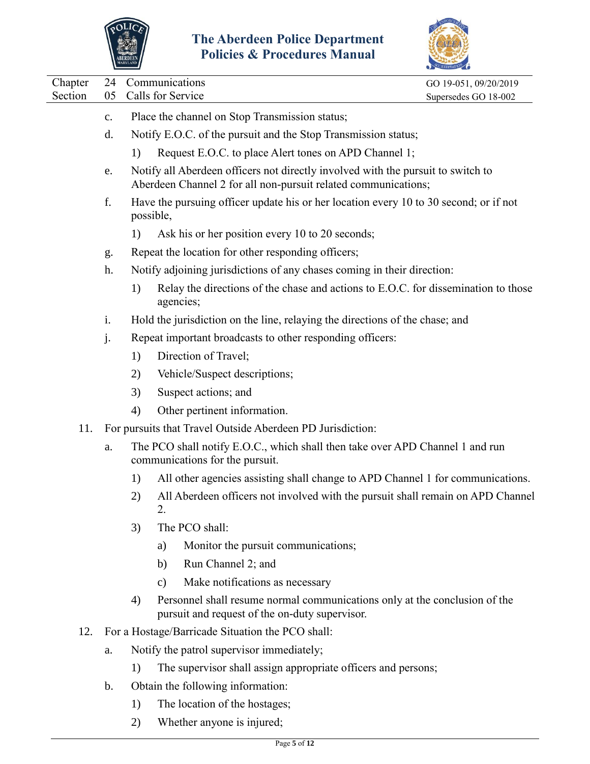c. Place the channel on Stop Transmission status;

d. Notify E.O.C. of the pursuit and the Stop Transmission status;

   1) Request E.O.C. to place Alert tones on APD Channel 1;

e. Notify all Aberdeen officers not directly involved with the pursuit to switch to Aberdeen Channel 2 for all non-pursuit related communications;

f. Have the pursuing officer update his or her location every 10 to 30 second; or if not possible,

   1) Ask his or her position every 10 to 20 seconds;

g. Repeat the location for other responding officers;

h. Notify adjoining jurisdictions of any chases coming in their direction:

   1) Relay the directions of the chase and actions to E.O.C. for dissemination to those agencies;

i. Hold the jurisdiction on the line, relaying the directions of the chase; and

j. Repeat important broadcasts to other responding officers:

   1) Direction of Travel;

   2) Vehicle/Suspect descriptions;

   3) Suspect actions; and

   4) Other pertinent information.

11. For pursuits that Travel Outside Aberdeen PD Jurisdiction:

a. The PCO shall notify E.O.C., which shall then take over APD Channel 1 and run communications for the pursuit.

   1) All other agencies assisting shall change to APD Channel 1 for communications.

   2) All Aberdeen officers not involved with the pursuit shall remain on APD Channel 2.

   3) The PCO shall:

      a) Monitor the pursuit communications;

      b) Run Channel 2; and

      c) Make notifications as necessary

   4) Personnel shall resume normal communications only at the conclusion of the pursuit and request of the on-duty supervisor.

12. For a Hostage/Barricade Situation the PCO shall:

a. Notify the patrol supervisor immediately;

   1) The supervisor shall assign appropriate officers and persons;

b. Obtain the following information:

   1) The location of the hostages;

   2) Whether anyone is injured;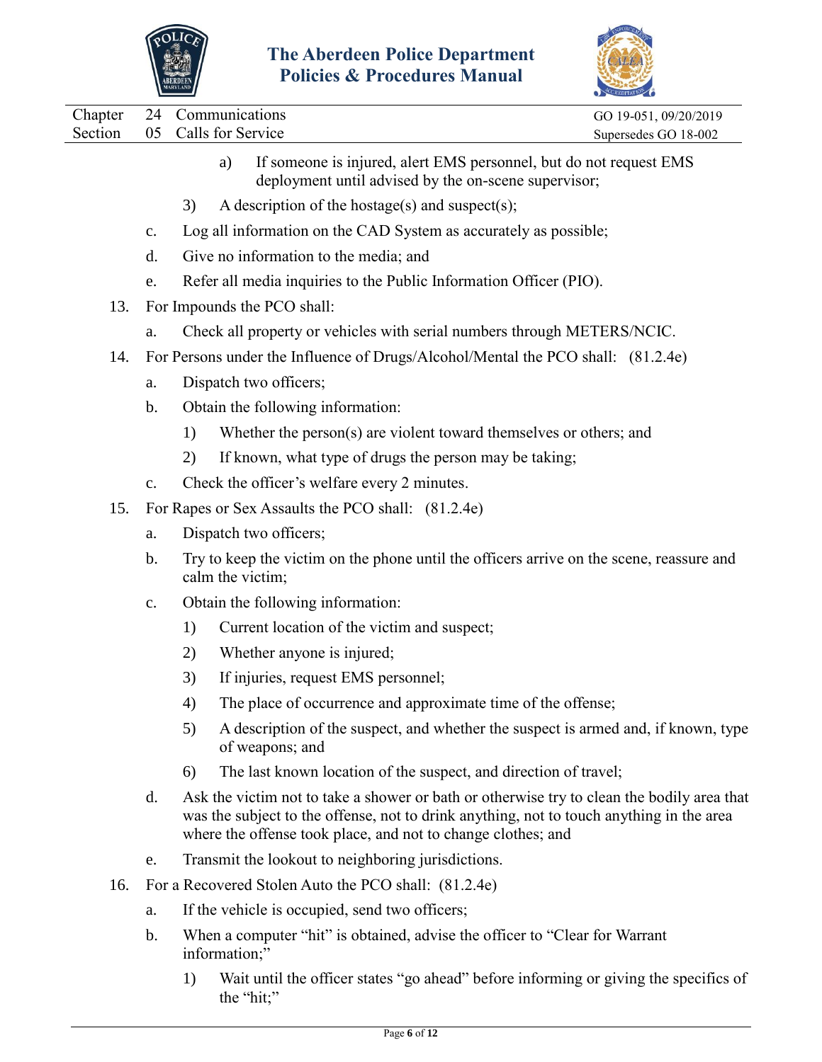a) If someone is injured, alert EMS personnel, but do not request EMS deployment until advised by the on-scene supervisor;

3) A description of the hostage(s) and suspect(s);

c. Log all information on the CAD System as accurately as possible;

d. Give no information to the media; and

e. Refer all media inquiries to the Public Information Officer (PIO).

13. For Impounds the PCO shall:

a. Check all property or vehicles with serial numbers through METERS/NCIC.

14. For Persons under the Influence of Drugs/Alcohol/Mental the PCO shall: (81.2.4e)

a. Dispatch two officers;

b. Obtain the following information:

1) Whether the person(s) are violent toward themselves or others; and

2) If known, what type of drugs the person may be taking;

c. Check the officer's welfare every 2 minutes.

15. For Rapes or Sex Assaults the PCO shall: (81.2.4e)

a. Dispatch two officers;

b. Try to keep the victim on the phone until the officers arrive on the scene, reassure and calm the victim;

c. Obtain the following information:

1) Current location of the victim and suspect;

2) Whether anyone is injured;

3) If injuries, request EMS personnel;

4) The place of occurrence and approximate time of the offense;

5) A description of the suspect, and whether the suspect is armed and, if known, type of weapons; and

6) The last known location of the suspect, and direction of travel;

d. Ask the victim not to take a shower or bath or otherwise try to clean the bodily area that was the subject to the offense, not to drink anything, not to touch anything in the area where the offense took place, and not to change clothes; and

e. Transmit the lookout to neighboring jurisdictions.

16. For a Recovered Stolen Auto the PCO shall: (81.2.4e)

a. If the vehicle is occupied, send two officers;

b. When a computer "hit" is obtained, advise the officer to "Clear for Warrant information;"

1) Wait until the officer states "go ahead" before informing or giving the specifics of the "hit;"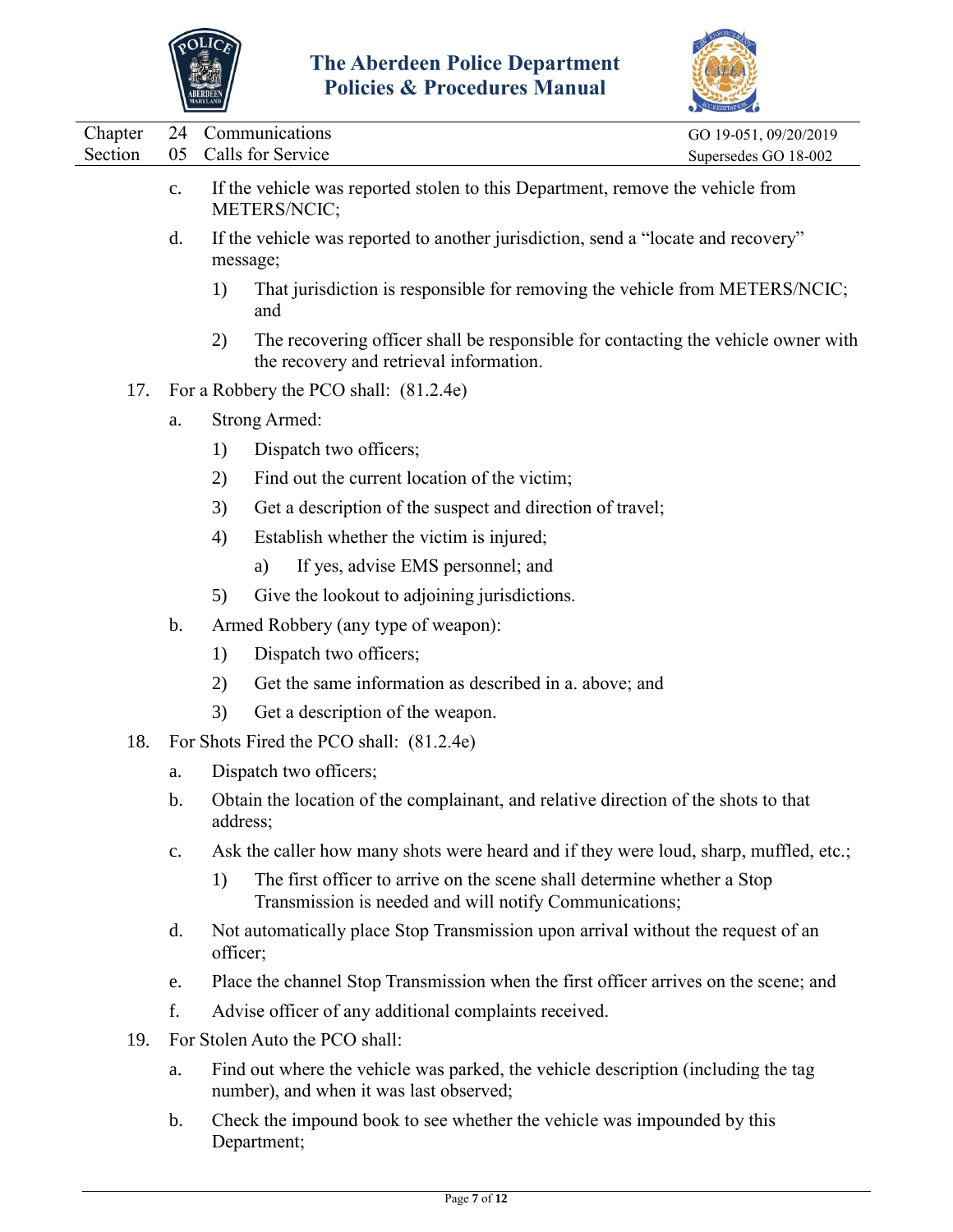c. If the vehicle was reported stolen to this Department, remove the vehicle from METERS/NCIC;

d. If the vehicle was reported to another jurisdiction, send a "locate and recovery" message;

   1) That jurisdiction is responsible for removing the vehicle from METERS/NCIC; and

   2) The recovering officer shall be responsible for contacting the vehicle owner with the recovery and retrieval information.

17. For a Robbery the PCO shall: (81.2.4e)

   a. Strong Armed:

      1) Dispatch two officers;

      2) Find out the current location of the victim;

      3) Get a description of the suspect and direction of travel;

      4) Establish whether the victim is injured;

         a) If yes, advise EMS personnel; and

      5) Give the lookout to adjoining jurisdictions.

   b. Armed Robbery (any type of weapon):

      1) Dispatch two officers;

      2) Get the same information as described in a. above; and

      3) Get a description of the weapon.

18. For Shots Fired the PCO shall: (81.2.4e)

   a. Dispatch two officers;

   b. Obtain the location of the complainant, and relative direction of the shots to that address;

   c. Ask the caller how many shots were heard and if they were loud, sharp, muffled, etc.;

      1) The first officer to arrive on the scene shall determine whether a Stop Transmission is needed and will notify Communications;

   d. Not automatically place Stop Transmission upon arrival without the request of an officer;

   e. Place the channel Stop Transmission when the first officer arrives on the scene; and

   f. Advise officer of any additional complaints received.

19. For Stolen Auto the PCO shall:

   a. Find out where the vehicle was parked, the vehicle description (including the tag number), and when it was last observed;

   b. Check the impound book to see whether the vehicle was impounded by this Department;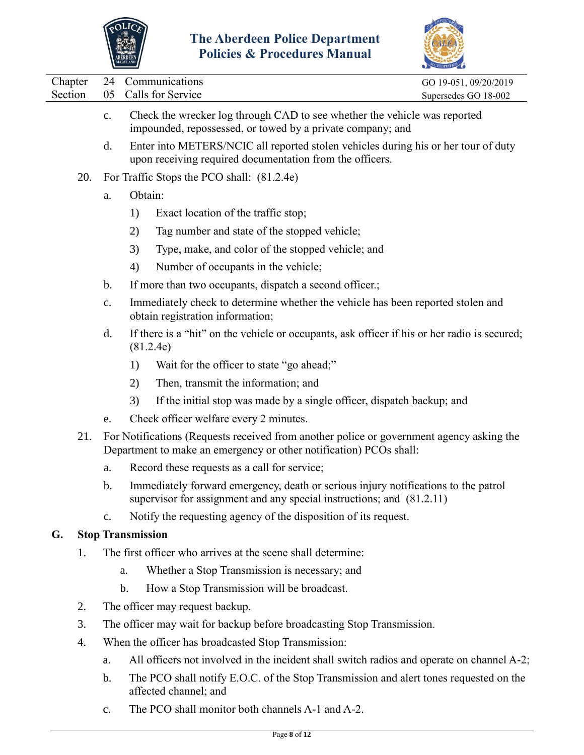c. Check the wrecker log through CAD to see whether the vehicle was reported impounded, repossessed, or towed by a private company; and

d. Enter into METERS/NCIC all reported stolen vehicles during his or her tour of duty upon receiving required documentation from the officers.

20. For Traffic Stops the PCO shall: (81.2.4e)

   a. Obtain:

      1) Exact location of the traffic stop;

      2) Tag number and state of the stopped vehicle;

      3) Type, make, and color of the stopped vehicle; and

      4) Number of occupants in the vehicle;

   b. If more than two occupants, dispatch a second officer.;

   c. Immediately check to determine whether the vehicle has been reported stolen and obtain registration information;

   d. If there is a "hit" on the vehicle or occupants, ask officer if his or her radio is secured; (81.2.4e)

      1) Wait for the officer to state "go ahead;"

      2) Then, transmit the information; and

      3) If the initial stop was made by a single officer, dispatch backup; and

   e. Check officer welfare every 2 minutes.

21. For Notifications (Requests received from another police or government agency asking the Department to make an emergency or other notification) PCOs shall:

   a. Record these requests as a call for service;

   b. Immediately forward emergency, death or serious injury notifications to the patrol supervisor for assignment and any special instructions; and (81.2.11)

   c. Notify the requesting agency of the disposition of its request.

## G. Stop Transmission

1. The first officer who arrives at the scene shall determine:

   a. Whether a Stop Transmission is necessary; and

   b. How a Stop Transmission will be broadcast.

2. The officer may request backup.

3. The officer may wait for backup before broadcasting Stop Transmission.

4. When the officer has broadcasted Stop Transmission:

   a. All officers not involved in the incident shall switch radios and operate on channel A-2;

   b. The PCO shall notify E.O.C. of the Stop Transmission and alert tones requested on the affected channel; and

   c. The PCO shall monitor both channels A-1 and A-2.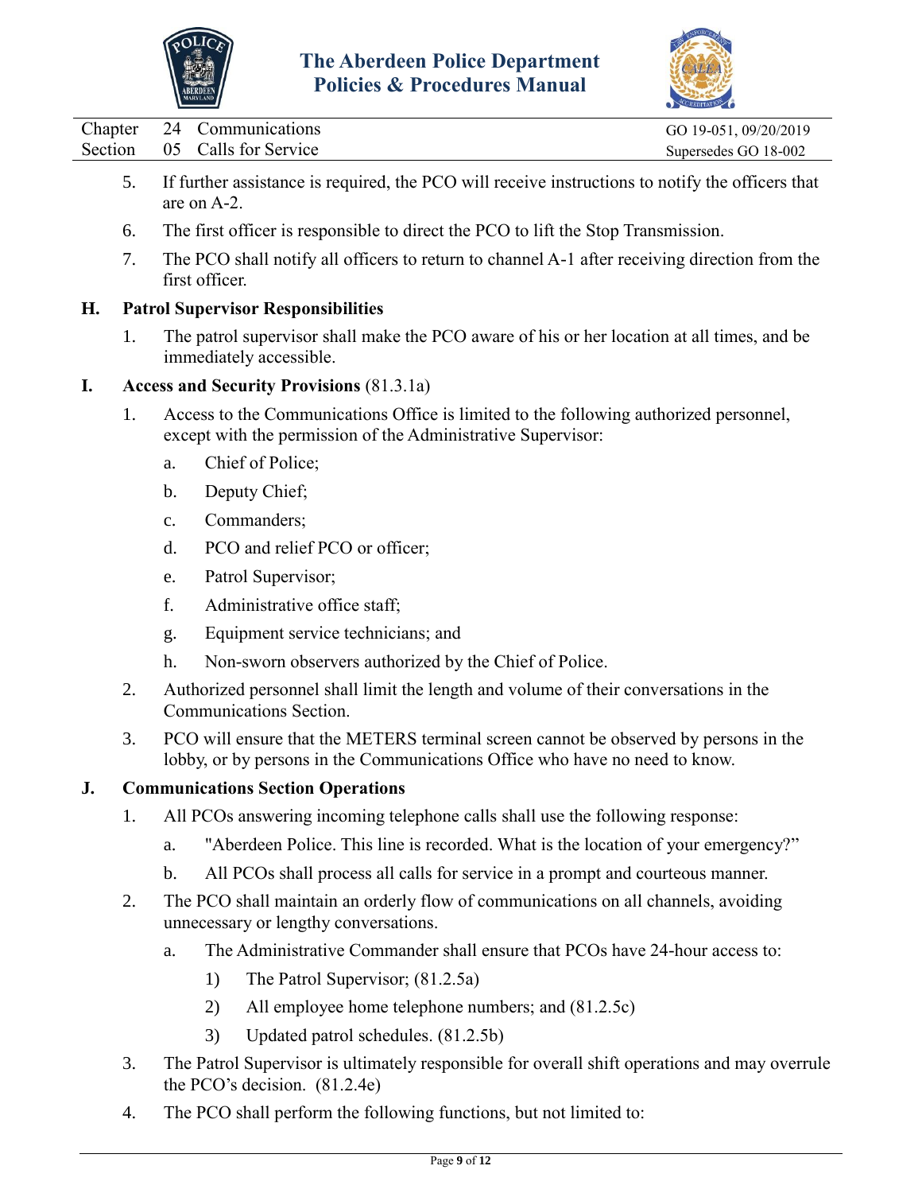5. If further assistance is required, the PCO will receive instructions to notify the officers that are on A-2.
6. The first officer is responsible to direct the PCO to lift the Stop Transmission.
7. The PCO shall notify all officers to return to channel A-1 after receiving direction from the first officer.

**H. Patrol Supervisor Responsibilities**

1. The patrol supervisor shall make the PCO aware of his or her location at all times, and be immediately accessible.

**I. Access and Security Provisions** (81.3.1a)

1. Access to the Communications Office is limited to the following authorized personnel, except with the permission of the Administrative Supervisor:
   a. Chief of Police;
   b. Deputy Chief;
   c. Commanders;
   d. PCO and relief PCO or officer;
   e. Patrol Supervisor;
   f. Administrative office staff;
   g. Equipment service technicians; and
   h. Non-sworn observers authorized by the Chief of Police.
2. Authorized personnel shall limit the length and volume of their conversations in the Communications Section.
3. PCO will ensure that the METERS terminal screen cannot be observed by persons in the lobby, or by persons in the Communications Office who have no need to know.

**J. Communications Section Operations**

1. All PCOs answering incoming telephone calls shall use the following response:
   a. "Aberdeen Police. This line is recorded. What is the location of your emergency?"
   b. All PCOs shall process all calls for service in a prompt and courteous manner.
2. The PCO shall maintain an orderly flow of communications on all channels, avoiding unnecessary or lengthy conversations.
   a. The Administrative Commander shall ensure that PCOs have 24-hour access to:
      1) The Patrol Supervisor; (81.2.5a)
      2) All employee home telephone numbers; and (81.2.5c)
      3) Updated patrol schedules. (81.2.5b)
3. The Patrol Supervisor is ultimately responsible for overall shift operations and may overrule the PCO's decision. (81.2.4e)
4. The PCO shall perform the following functions, but not limited to: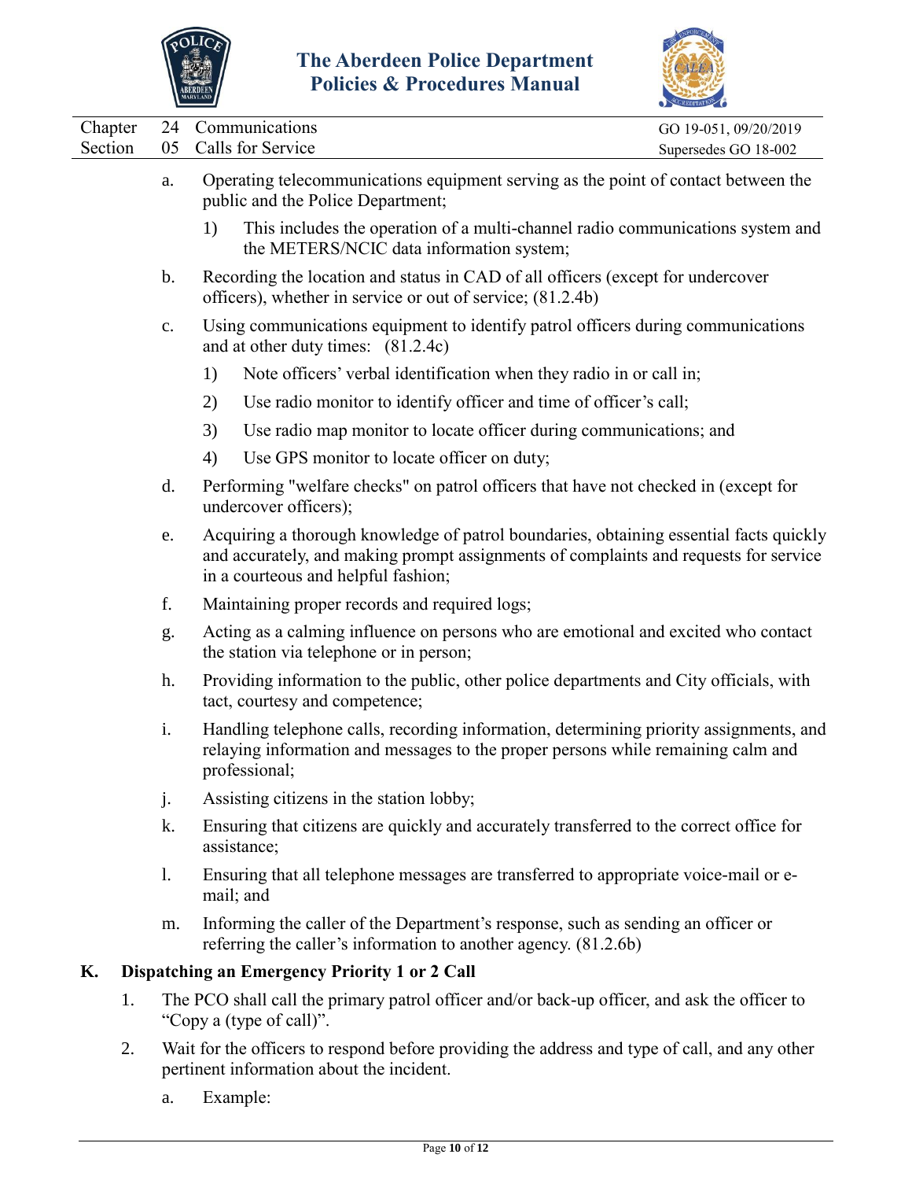a. Operating telecommunications equipment serving as the point of contact between the public and the Police Department;

   1) This includes the operation of a multi-channel radio communications system and the METERS/NCIC data information system;

b. Recording the location and status in CAD of all officers (except for undercover officers), whether in service or out of service; (81.2.4b)

c. Using communications equipment to identify patrol officers during communications and at other duty times: (81.2.4c)

   1) Note officers' verbal identification when they radio in or call in;

   2) Use radio monitor to identify officer and time of officer's call;

   3) Use radio map monitor to locate officer during communications; and

   4) Use GPS monitor to locate officer on duty;

d. Performing "welfare checks" on patrol officers that have not checked in (except for undercover officers);

e. Acquiring a thorough knowledge of patrol boundaries, obtaining essential facts quickly and accurately, and making prompt assignments of complaints and requests for service in a courteous and helpful fashion;

f. Maintaining proper records and required logs;

g. Acting as a calming influence on persons who are emotional and excited who contact the station via telephone or in person;

h. Providing information to the public, other police departments and City officials, with tact, courtesy and competence;

i. Handling telephone calls, recording information, determining priority assignments, and relaying information and messages to the proper persons while remaining calm and professional;

j. Assisting citizens in the station lobby;

k. Ensuring that citizens are quickly and accurately transferred to the correct office for assistance;

l. Ensuring that all telephone messages are transferred to appropriate voice-mail or e-mail; and

m. Informing the caller of the Department's response, such as sending an officer or referring the caller's information to another agency. (81.2.6b)

**K. Dispatching an Emergency Priority 1 or 2 Call**

1. The PCO shall call the primary patrol officer and/or back-up officer, and ask the officer to "Copy a (type of call)".

2. Wait for the officers to respond before providing the address and type of call, and any other pertinent information about the incident.

   a. Example: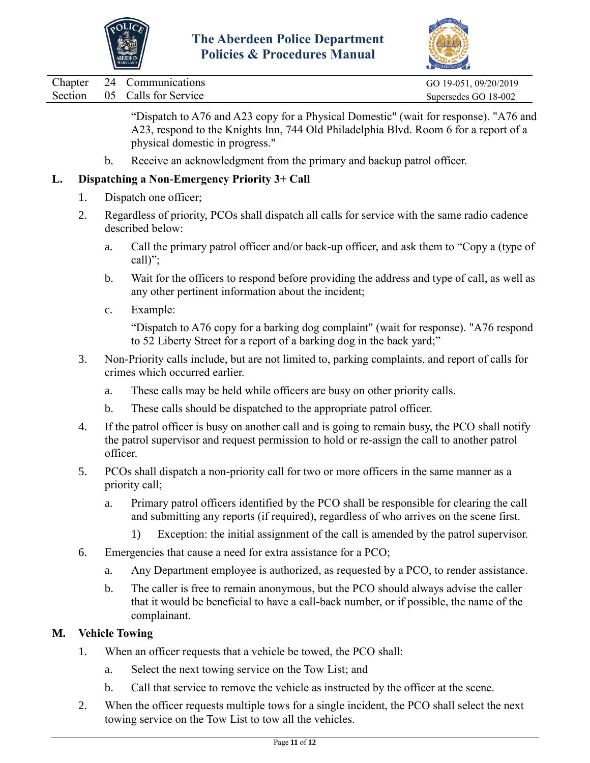"Dispatch to A76 and A23 copy for a Physical Domestic" (wait for response). "A76 and A23, respond to the Knights Inn, 744 Old Philadelphia Blvd. Room 6 for a report of a physical domestic in progress."

b. Receive an acknowledgment from the primary and backup patrol officer.

## L. Dispatching a Non-Emergency Priority 3+ Call

1. Dispatch one officer;
2. Regardless of priority, PCOs shall dispatch all calls for service with the same radio cadence described below:
   a. Call the primary patrol officer and/or back-up officer, and ask them to "Copy a (type of call)";
   b. Wait for the officers to respond before providing the address and type of call, as well as any other pertinent information about the incident;
   c. Example:

   "Dispatch to A76 copy for a barking dog complaint" (wait for response). "A76 respond to 52 Liberty Street for a report of a barking dog in the back yard;"
3. Non-Priority calls include, but are not limited to, parking complaints, and report of calls for crimes which occurred earlier.
   a. These calls may be held while officers are busy on other priority calls.
   b. These calls should be dispatched to the appropriate patrol officer.
4. If the patrol officer is busy on another call and is going to remain busy, the PCO shall notify the patrol supervisor and request permission to hold or re-assign the call to another patrol officer.
5. PCOs shall dispatch a non-priority call for two or more officers in the same manner as a priority call;
   a. Primary patrol officers identified by the PCO shall be responsible for clearing the call and submitting any reports (if required), regardless of who arrives on the scene first.
      1) Exception: the initial assignment of the call is amended by the patrol supervisor.
6. Emergencies that cause a need for extra assistance for a PCO;
   a. Any Department employee is authorized, as requested by a PCO, to render assistance.
   b. The caller is free to remain anonymous, but the PCO should always advise the caller that it would be beneficial to have a call-back number, or if possible, the name of the complainant.

## M. Vehicle Towing

1. When an officer requests that a vehicle be towed, the PCO shall:
   a. Select the next towing service on the Tow List; and
   b. Call that service to remove the vehicle as instructed by the officer at the scene.
2. When the officer requests multiple tows for a single incident, the PCO shall select the next towing service on the Tow List to tow all the vehicles.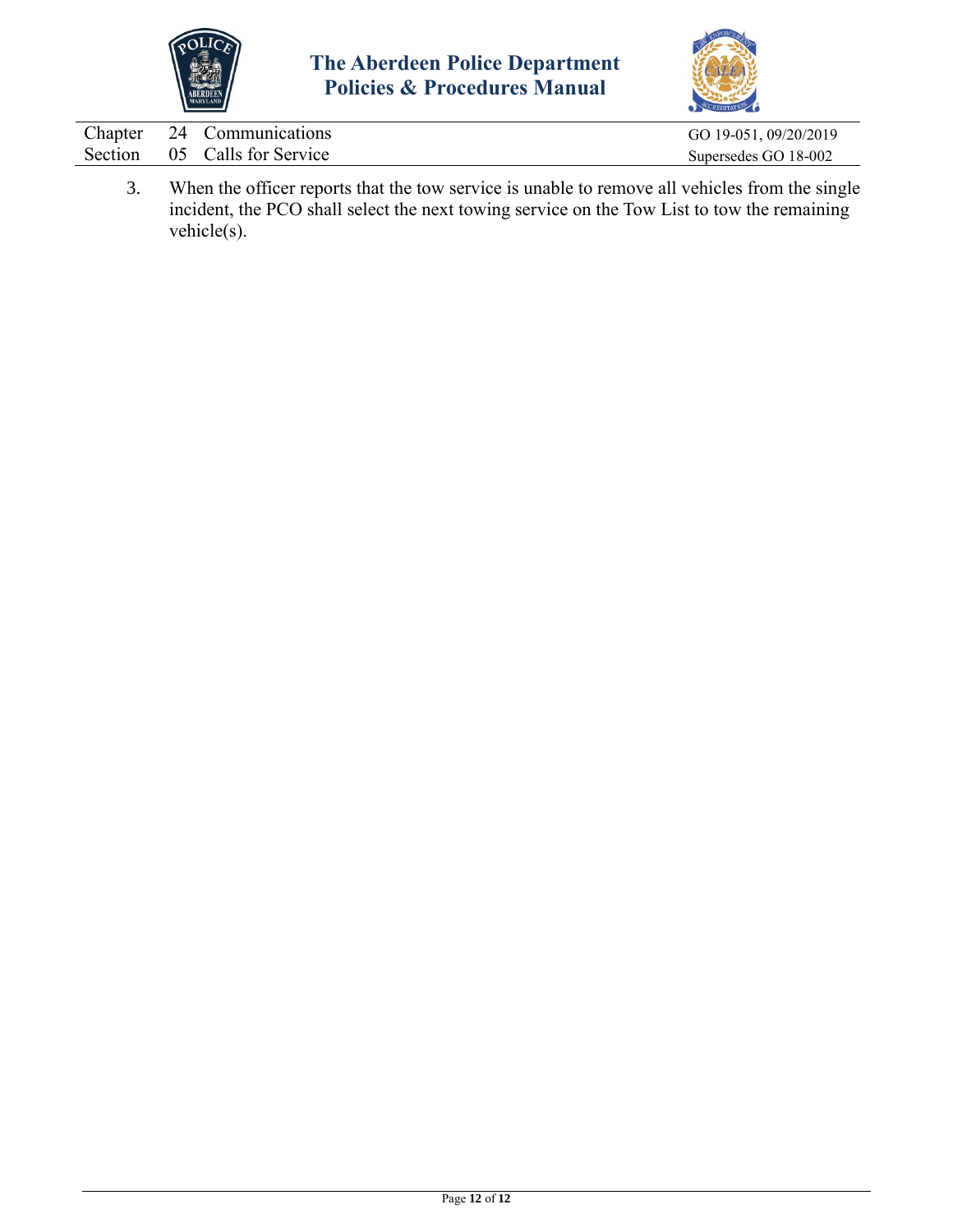3. When the officer reports that the tow service is unable to remove all vehicles from the single incident, the PCO shall select the next towing service on the Tow List to tow the remaining vehicle(s).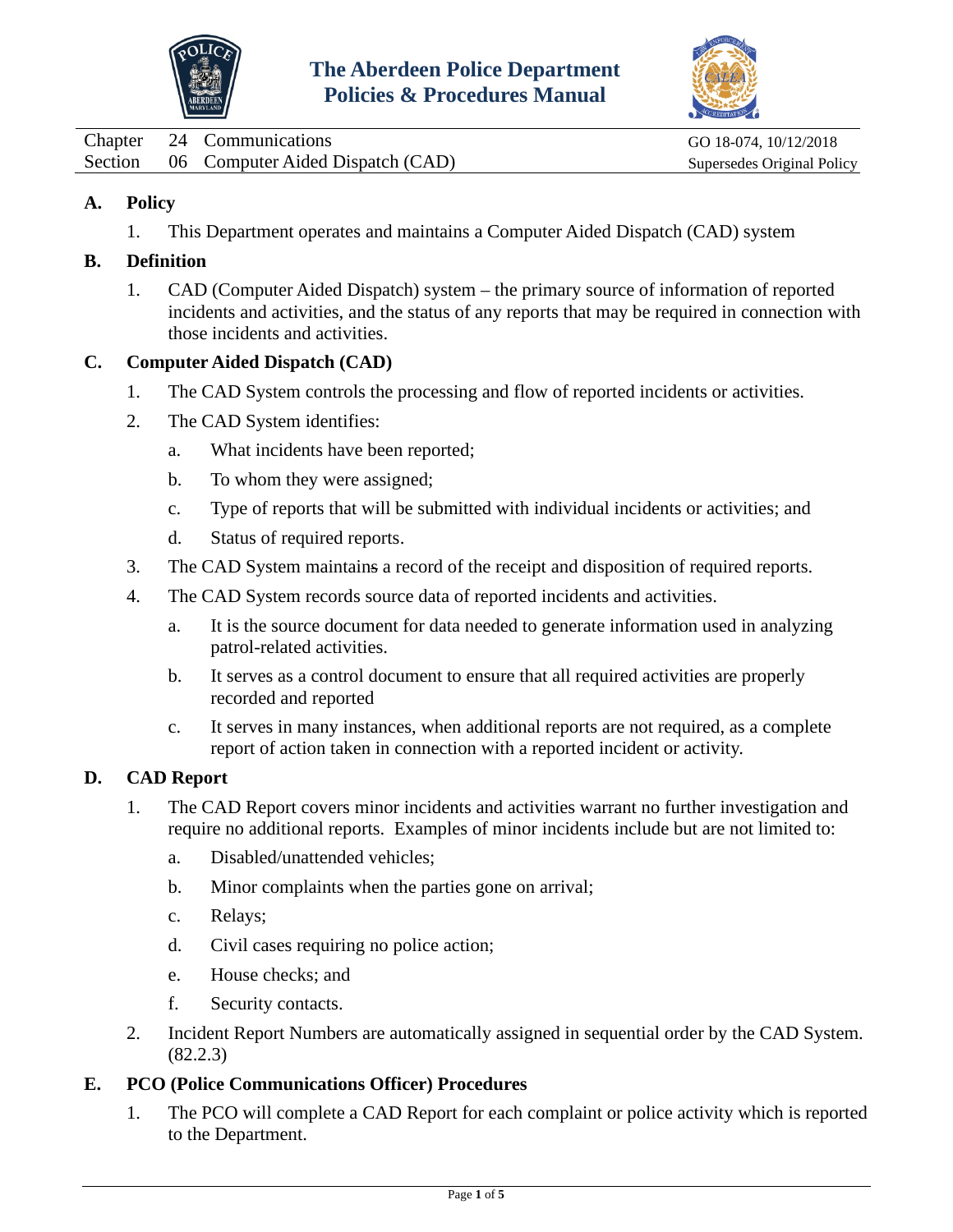# The Aberdeen Police Department Policies & Procedures Manual

| | | | |
|---|---|---|---|
| Chapter | 24 | Communications | GO 18-074, 10/12/2018 |
| Section | 06 | Computer Aided Dispatch (CAD) | Supersedes Original Policy |

## A. Policy

1. This Department operates and maintains a Computer Aided Dispatch (CAD) system

## B. Definition

1. CAD (Computer Aided Dispatch) system – the primary source of information of reported incidents and activities, and the status of any reports that may be required in connection with those incidents and activities.

## C. Computer Aided Dispatch (CAD)

1. The CAD System controls the processing and flow of reported incidents or activities.
2. The CAD System identifies:
   a. What incidents have been reported;
   b. To whom they were assigned;
   c. Type of reports that will be submitted with individual incidents or activities; and
   d. Status of required reports.
3. The CAD System maintains a record of the receipt and disposition of required reports.
4. The CAD System records source data of reported incidents and activities.
   a. It is the source document for data needed to generate information used in analyzing patrol-related activities.
   b. It serves as a control document to ensure that all required activities are properly recorded and reported
   c. It serves in many instances, when additional reports are not required, as a complete report of action taken in connection with a reported incident or activity.

## D. CAD Report

1. The CAD Report covers minor incidents and activities warrant no further investigation and require no additional reports. Examples of minor incidents include but are not limited to:
   a. Disabled/unattended vehicles;
   b. Minor complaints when the parties gone on arrival;
   c. Relays;
   d. Civil cases requiring no police action;
   e. House checks; and
   f. Security contacts.
2. Incident Report Numbers are automatically assigned in sequential order by the CAD System. (82.2.3)

## E. PCO (Police Communications Officer) Procedures

1. The PCO will complete a CAD Report for each complaint or police activity which is reported to the Department.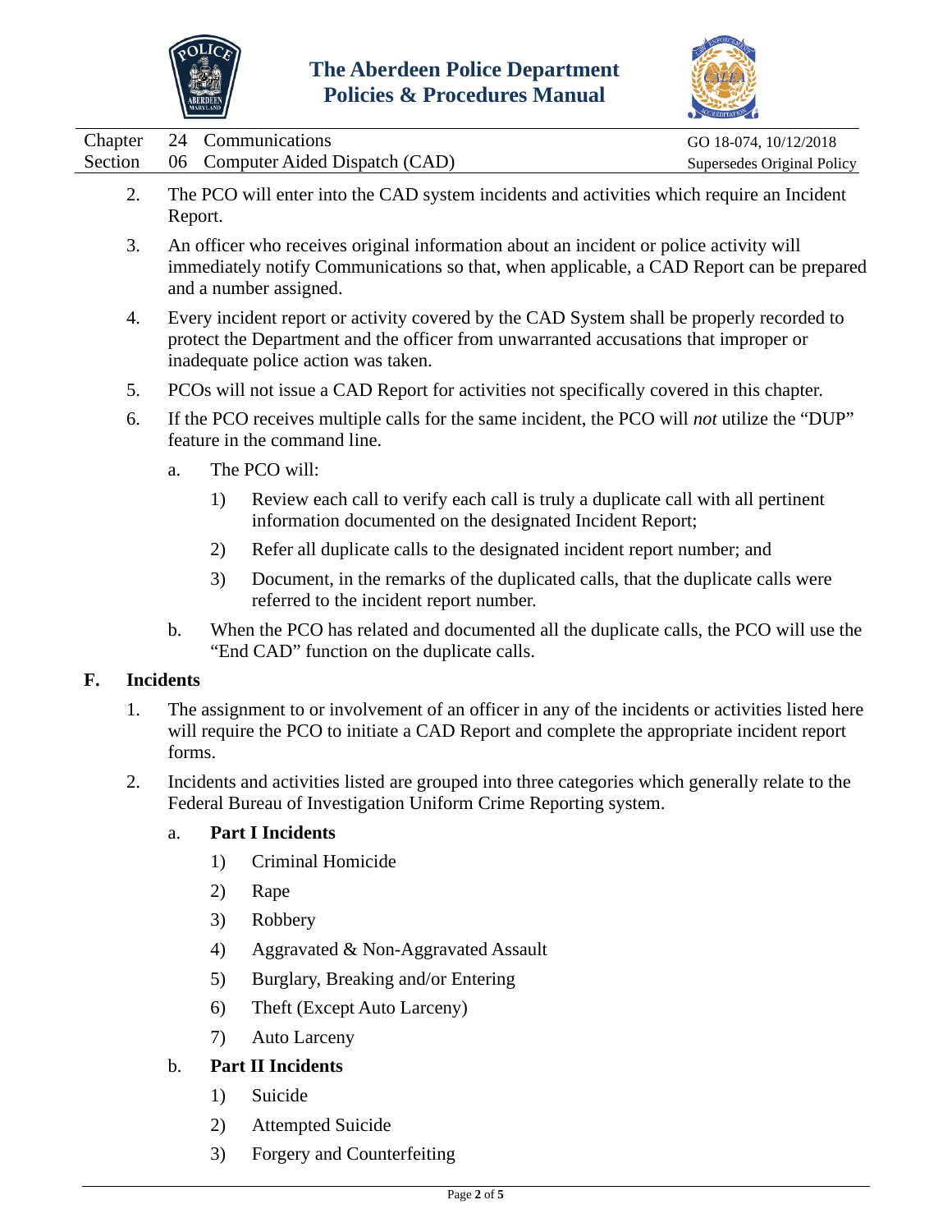2. The PCO will enter into the CAD system incidents and activities which require an Incident Report.

3. An officer who receives original information about an incident or police activity will immediately notify Communications so that, when applicable, a CAD Report can be prepared and a number assigned.

4. Every incident report or activity covered by the CAD System shall be properly recorded to protect the Department and the officer from unwarranted accusations that improper or inadequate police action was taken.

5. PCOs will not issue a CAD Report for activities not specifically covered in this chapter.

6. If the PCO receives multiple calls for the same incident, the PCO will *not* utilize the "DUP" feature in the command line.

   a. The PCO will:

      1) Review each call to verify each call is truly a duplicate call with all pertinent information documented on the designated Incident Report;

      2) Refer all duplicate calls to the designated incident report number; and

      3) Document, in the remarks of the duplicated calls, that the duplicate calls were referred to the incident report number.

   b. When the PCO has related and documented all the duplicate calls, the PCO will use the "End CAD" function on the duplicate calls.

**F. Incidents**

1. The assignment to or involvement of an officer in any of the incidents or activities listed here will require the PCO to initiate a CAD Report and complete the appropriate incident report forms.

2. Incidents and activities listed are grouped into three categories which generally relate to the Federal Bureau of Investigation Uniform Crime Reporting system.

   a. **Part I Incidents**

      1) Criminal Homicide

      2) Rape

      3) Robbery

      4) Aggravated & Non-Aggravated Assault

      5) Burglary, Breaking and/or Entering

      6) Theft (Except Auto Larceny)

      7) Auto Larceny

   b. **Part II Incidents**

      1) Suicide

      2) Attempted Suicide

      3) Forgery and Counterfeiting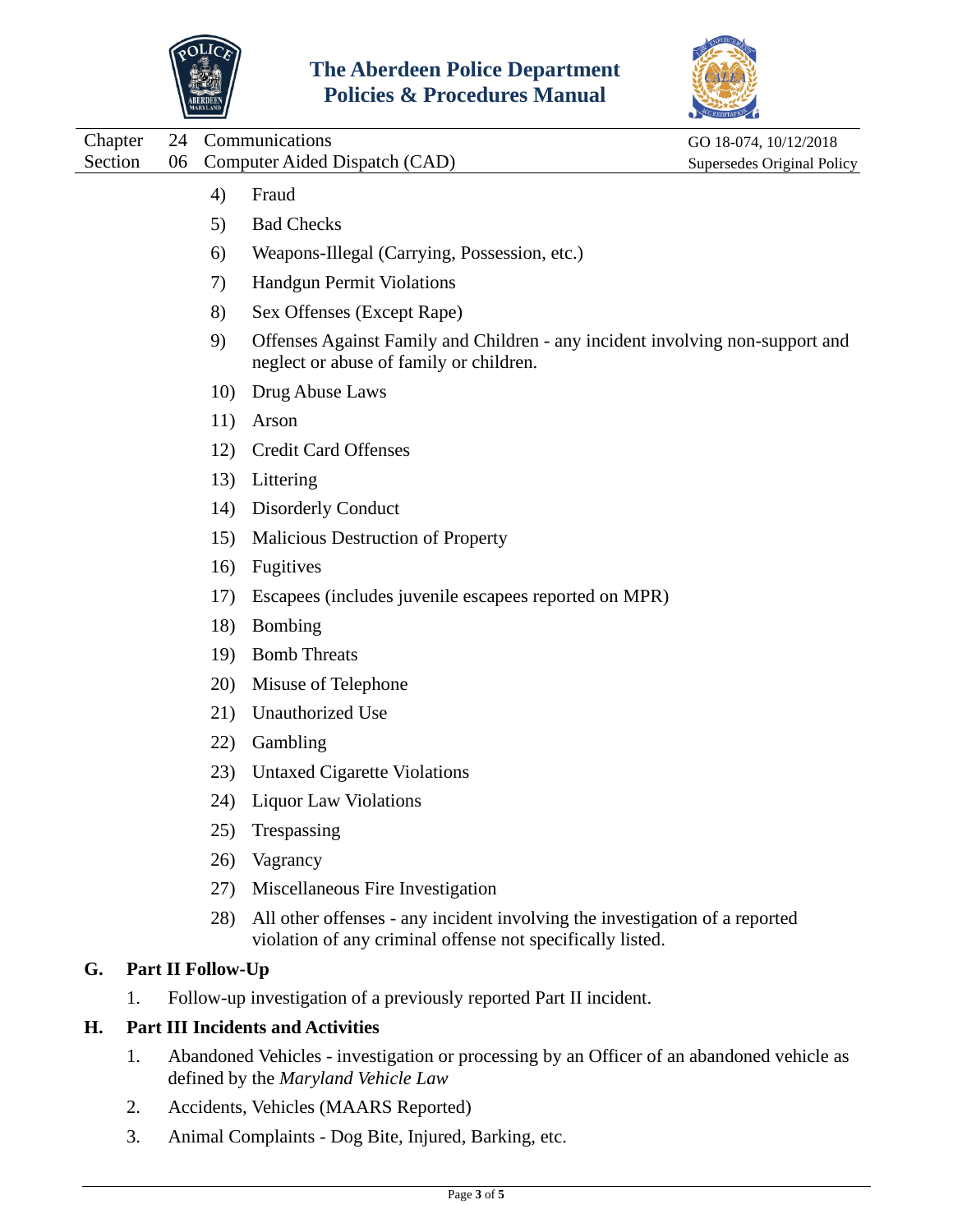4) Fraud

5) Bad Checks

6) Weapons-Illegal (Carrying, Possession, etc.)

7) Handgun Permit Violations

8) Sex Offenses (Except Rape)

9) Offenses Against Family and Children - any incident involving non-support and neglect or abuse of family or children.

10) Drug Abuse Laws

11) Arson

12) Credit Card Offenses

13) Littering

14) Disorderly Conduct

15) Malicious Destruction of Property

16) Fugitives

17) Escapees (includes juvenile escapees reported on MPR)

18) Bombing

19) Bomb Threats

20) Misuse of Telephone

21) Unauthorized Use

22) Gambling

23) Untaxed Cigarette Violations

24) Liquor Law Violations

25) Trespassing

26) Vagrancy

27) Miscellaneous Fire Investigation

28) All other offenses - any incident involving the investigation of a reported violation of any criminal offense not specifically listed.

**G. Part II Follow-Up**

1. Follow-up investigation of a previously reported Part II incident.

**H. Part III Incidents and Activities**

1. Abandoned Vehicles - investigation or processing by an Officer of an abandoned vehicle as defined by the *Maryland Vehicle Law*
2. Accidents, Vehicles (MAARS Reported)
3. Animal Complaints - Dog Bite, Injured, Barking, etc.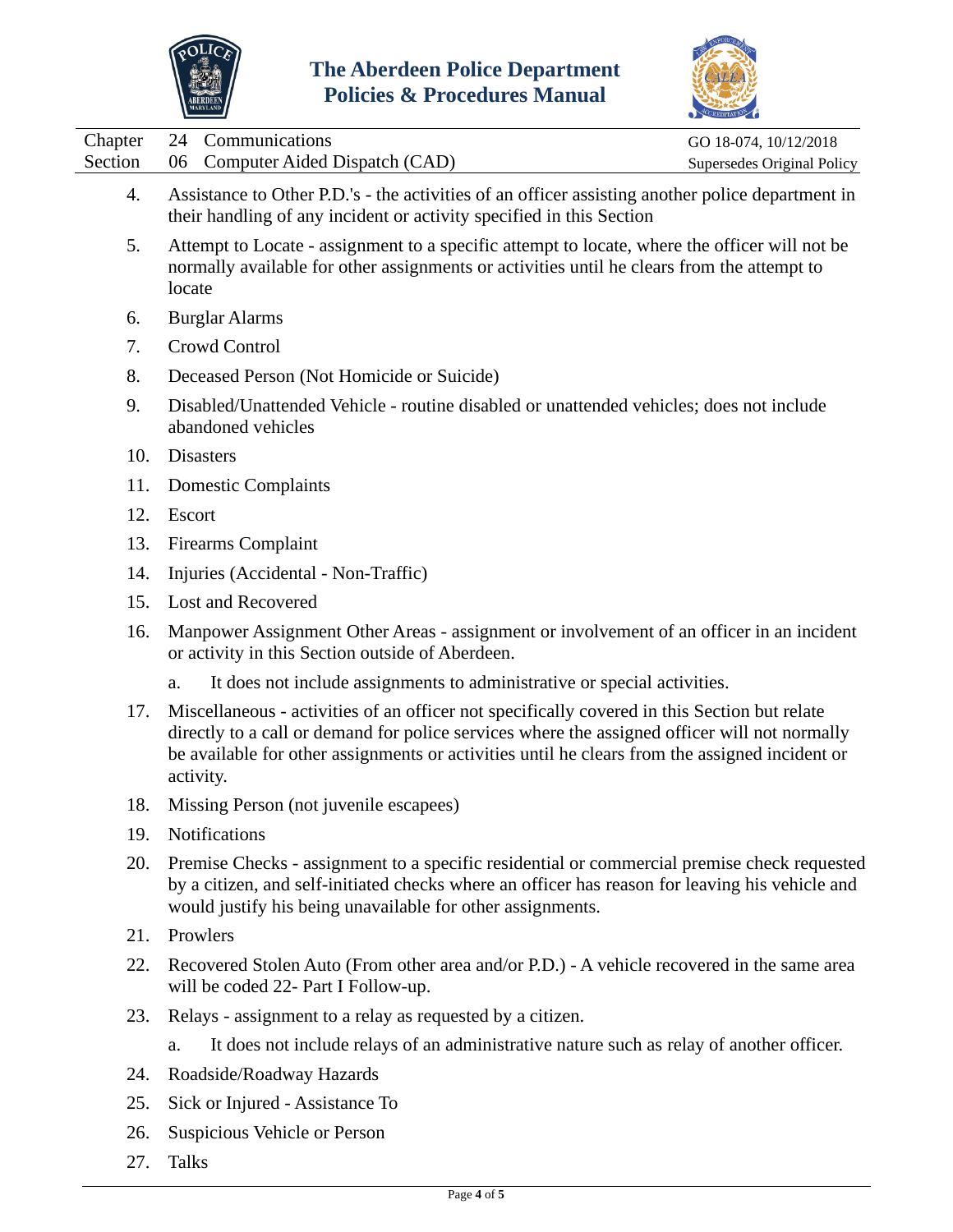4. Assistance to Other P.D.'s - the activities of an officer assisting another police department in their handling of any incident or activity specified in this Section
5. Attempt to Locate - assignment to a specific attempt to locate, where the officer will not be normally available for other assignments or activities until he clears from the attempt to locate
6. Burglar Alarms
7. Crowd Control
8. Deceased Person (Not Homicide or Suicide)
9. Disabled/Unattended Vehicle - routine disabled or unattended vehicles; does not include abandoned vehicles
10. Disasters
11. Domestic Complaints
12. Escort
13. Firearms Complaint
14. Injuries (Accidental - Non-Traffic)
15. Lost and Recovered
16. Manpower Assignment Other Areas - assignment or involvement of an officer in an incident or activity in this Section outside of Aberdeen.
    a. It does not include assignments to administrative or special activities.
17. Miscellaneous - activities of an officer not specifically covered in this Section but relate directly to a call or demand for police services where the assigned officer will not normally be available for other assignments or activities until he clears from the assigned incident or activity.
18. Missing Person (not juvenile escapees)
19. Notifications
20. Premise Checks - assignment to a specific residential or commercial premise check requested by a citizen, and self-initiated checks where an officer has reason for leaving his vehicle and would justify his being unavailable for other assignments.
21. Prowlers
22. Recovered Stolen Auto (From other area and/or P.D.) - A vehicle recovered in the same area will be coded 22- Part I Follow-up.
23. Relays - assignment to a relay as requested by a citizen.
    a. It does not include relays of an administrative nature such as relay of another officer.
24. Roadside/Roadway Hazards
25. Sick or Injured - Assistance To
26. Suspicious Vehicle or Person
27. Talks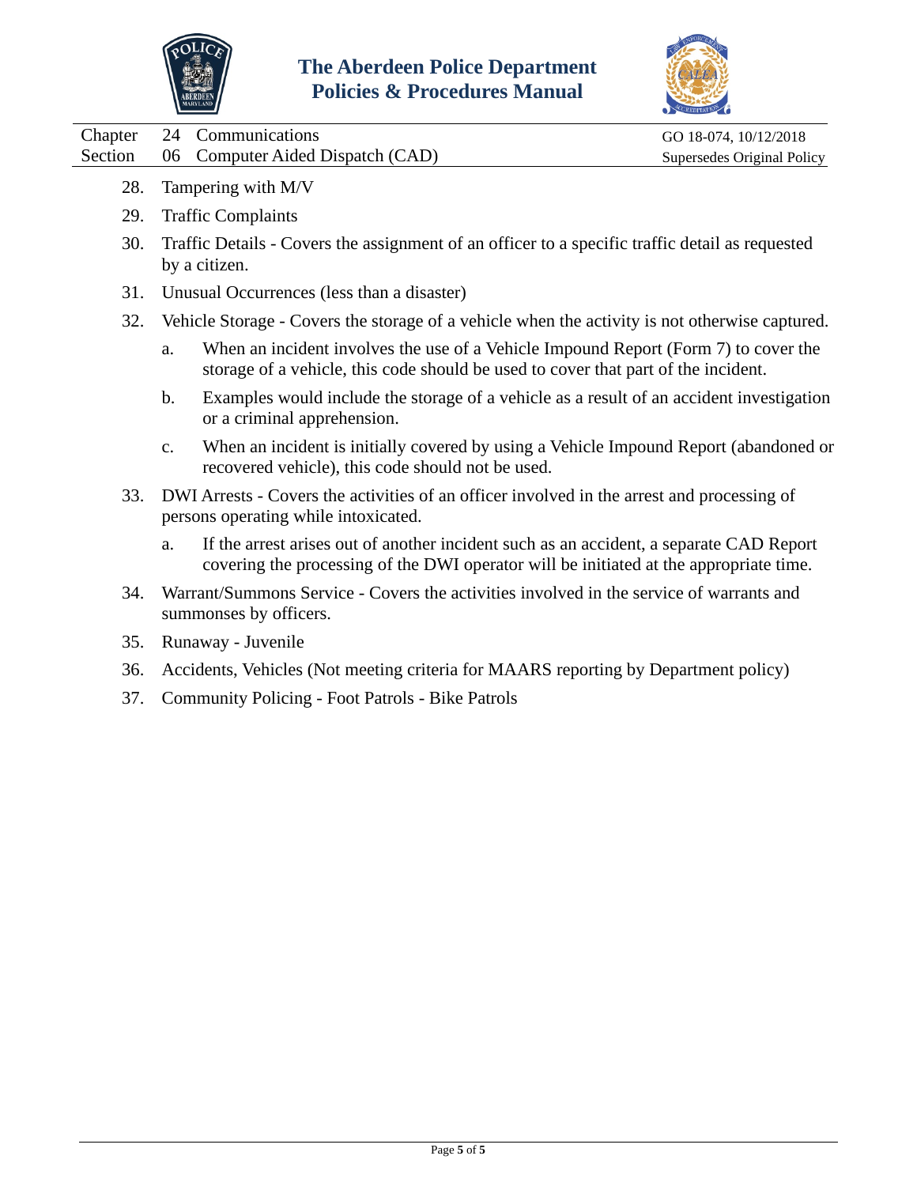28. Tampering with M/V
29. Traffic Complaints
30. Traffic Details - Covers the assignment of an officer to a specific traffic detail as requested by a citizen.
31. Unusual Occurrences (less than a disaster)
32. Vehicle Storage - Covers the storage of a vehicle when the activity is not otherwise captured.
    a. When an incident involves the use of a Vehicle Impound Report (Form 7) to cover the storage of a vehicle, this code should be used to cover that part of the incident.
    b. Examples would include the storage of a vehicle as a result of an accident investigation or a criminal apprehension.
    c. When an incident is initially covered by using a Vehicle Impound Report (abandoned or recovered vehicle), this code should not be used.
33. DWI Arrests - Covers the activities of an officer involved in the arrest and processing of persons operating while intoxicated.
    a. If the arrest arises out of another incident such as an accident, a separate CAD Report covering the processing of the DWI operator will be initiated at the appropriate time.
34. Warrant/Summons Service - Covers the activities involved in the service of warrants and summonses by officers.
35. Runaway - Juvenile
36. Accidents, Vehicles (Not meeting criteria for MAARS reporting by Department policy)
37. Community Policing - Foot Patrols - Bike Patrols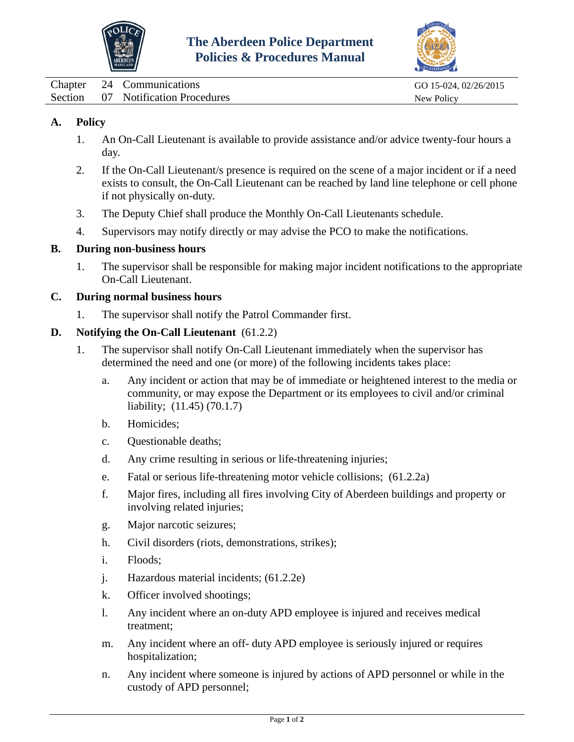# The Aberdeen Police Department Policies & Procedures Manual

| Chapter | 24 | Communications | GO 15-024, 02/26/2015 |
|---|---|---|---|
| Section | 07 | Notification Procedures | New Policy |

## A. Policy

1. An On-Call Lieutenant is available to provide assistance and/or advice twenty-four hours a day.
2. If the On-Call Lieutenant/s presence is required on the scene of a major incident or if a need exists to consult, the On-Call Lieutenant can be reached by land line telephone or cell phone if not physically on-duty.
3. The Deputy Chief shall produce the Monthly On-Call Lieutenants schedule.
4. Supervisors may notify directly or may advise the PCO to make the notifications.

## B. During non-business hours

1. The supervisor shall be responsible for making major incident notifications to the appropriate On-Call Lieutenant.

## C. During normal business hours

1. The supervisor shall notify the Patrol Commander first.

## D. Notifying the On-Call Lieutenant (61.2.2)

1. The supervisor shall notify On-Call Lieutenant immediately when the supervisor has determined the need and one (or more) of the following incidents takes place:
   a. Any incident or action that may be of immediate or heightened interest to the media or community, or may expose the Department or its employees to civil and/or criminal liability; (11.45) (70.1.7)
   b. Homicides;
   c. Questionable deaths;
   d. Any crime resulting in serious or life-threatening injuries;
   e. Fatal or serious life-threatening motor vehicle collisions; (61.2.2a)
   f. Major fires, including all fires involving City of Aberdeen buildings and property or involving related injuries;
   g. Major narcotic seizures;
   h. Civil disorders (riots, demonstrations, strikes);
   i. Floods;
   j. Hazardous material incidents; (61.2.2e)
   k. Officer involved shootings;
   l. Any incident where an on-duty APD employee is injured and receives medical treatment;
   m. Any incident where an off- duty APD employee is seriously injured or requires hospitalization;
   n. Any incident where someone is injured by actions of APD personnel or while in the custody of APD personnel;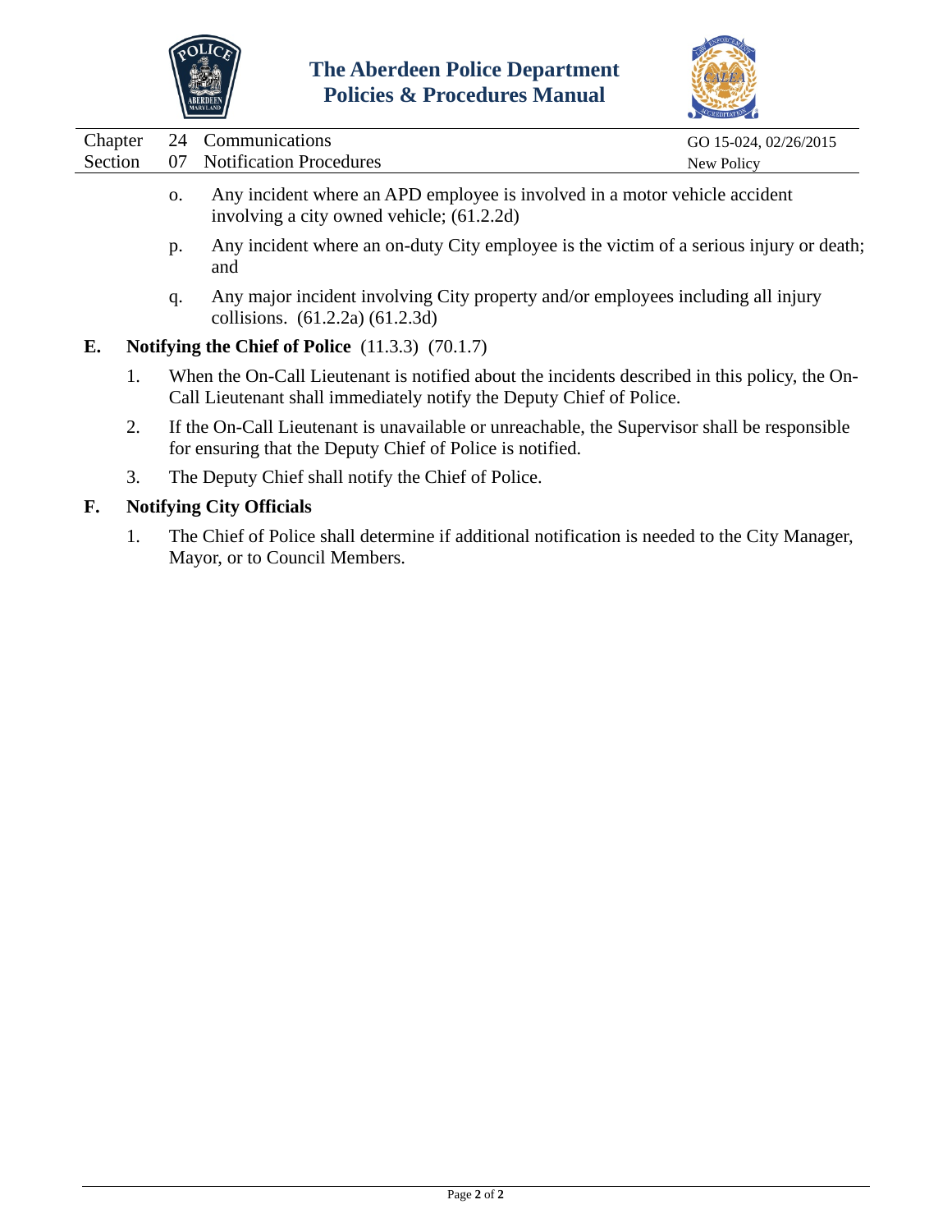o. Any incident where an APD employee is involved in a motor vehicle accident involving a city owned vehicle; (61.2.2d)

p. Any incident where an on-duty City employee is the victim of a serious injury or death; and

q. Any major incident involving City property and/or employees including all injury collisions. (61.2.2a) (61.2.3d)

## E. Notifying the Chief of Police (11.3.3) (70.1.7)

1. When the On-Call Lieutenant is notified about the incidents described in this policy, the On-Call Lieutenant shall immediately notify the Deputy Chief of Police.

2. If the On-Call Lieutenant is unavailable or unreachable, the Supervisor shall be responsible for ensuring that the Deputy Chief of Police is notified.

3. The Deputy Chief shall notify the Chief of Police.

## F. Notifying City Officials

1. The Chief of Police shall determine if additional notification is needed to the City Manager, Mayor, or to Council Members.